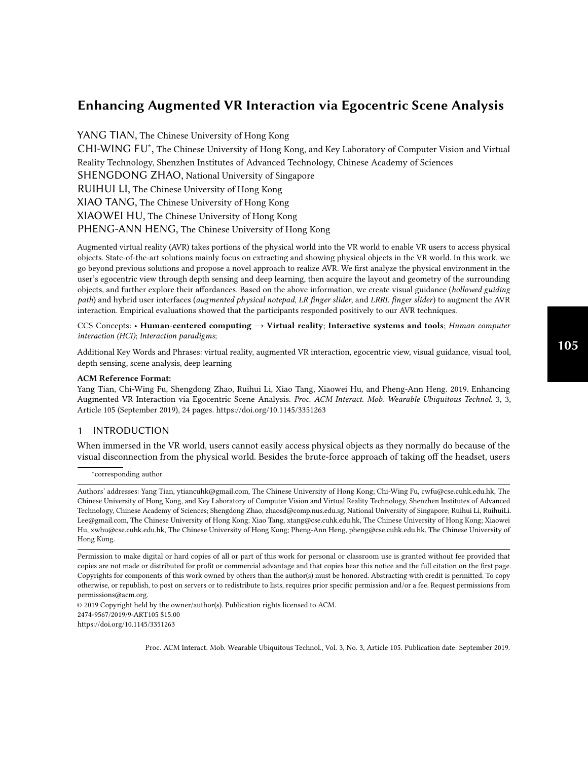# Enhancing Augmented VR Interaction via Egocentric Scene Analysis

YANG TIAN, The Chinese University of Hong Kong

CHI-WING FU*, The Chinese University of Hong Kong, and Key Laboratory of Computer Vision and Virtual Reality Technology, Shenzhen Institutes of Advanced Technology, Chinese Academy of Sciences

SHENGDONG ZHAO, National University of Singapore

RUIHUI LI, The Chinese University of Hong Kong

XIAO TANG, The Chinese University of Hong Kong

XIAOWEI HU, The Chinese University of Hong Kong

PHENG-ANN HENG, The Chinese University of Hong Kong

Augmented virtual reality (AVR) takes portions of the physical world into the VR world to enable VR users to access physical objects. State-of-the-art solutions mainly focus on extracting and showing physical objects in the VR world. In this work, we go beyond previous solutions and propose a novel approach to realize AVR. We first analyze the physical environment in the user's egocentric view through depth sensing and deep learning, then acquire the layout and geometry of the surrounding objects, and further explore their affordances. Based on the above information, we create visual guidance (*hollowed guiding path*) and hybrid user interfaces (*augmented physical notepad*, *LR finger slider*, and *LRRL finger slider*) to augment the AVR interaction. Empirical evaluations showed that the participants responded positively to our AVR techniques.

CCS Concepts: • **Human-centered computing → Virtual reality**; **Interactive systems and tools**; *Human computer interaction (HCI)*; *Interaction paradigms*;

Additional Key Words and Phrases: virtual reality, augmented VR interaction, egocentric view, visual guidance, visual tool, depth sensing, scene analysis, deep learning

**ACM Reference Format:**

Yang Tian, Chi-Wing Fu, Shengdong Zhao, Ruihui Li, Xiao Tang, Xiaowei Hu, and Pheng-Ann Heng. 2019. Enhancing Augmented VR Interaction via Egocentric Scene Analysis. *Proc. ACM Interact. Mob. Wearable Ubiquitous Technol.* 3, 3, Article 105 (September 2019), 24 pages. https://doi.org/10.1145/3351263

## 1 INTRODUCTION

When immersed in the VR world, users cannot easily access physical objects as they normally do because of the visual disconnection from the physical world. Besides the brute-force approach of taking off the headset, users

*corresponding author

Authors' addresses: Yang Tian, ytiancuhk@gmail.com, The Chinese University of Hong Kong; Chi-Wing Fu, cwfu@cse.cuhk.edu.hk, The Chinese University of Hong Kong, and Key Laboratory of Computer Vision and Virtual Reality Technology, Shenzhen Institutes of Advanced Technology, Chinese Academy of Sciences; Shengdong Zhao, zhaosd@comp.nus.edu.sg, National University of Singapore; Ruihui Li, RuihuiLi.Lee@gmail.com, The Chinese University of Hong Kong; Xiao Tang, xtang@cse.cuhk.edu.hk, The Chinese University of Hong Kong; Xiaowei Hu, xwhu@cse.cuhk.edu.hk, The Chinese University of Hong Kong; Pheng-Ann Heng, pheng@cse.cuhk.edu.hk, The Chinese University of Hong Kong.

Permission to make digital or hard copies of all or part of this work for personal or classroom use is granted without fee provided that copies are not made or distributed for profit or commercial advantage and that copies bear this notice and the full citation on the first page. Copyrights for components of this work owned by others than the author(s) must be honored. Abstracting with credit is permitted. To copy otherwise, or republish, to post on servers or to redistribute to lists, requires prior specific permission and/or a fee. Request permissions from permissions@acm.org.

© 2019 Copyright held by the owner/author(s). Publication rights licensed to ACM.
2474-9567/2019/9-ART105 $15.00
https://doi.org/10.1145/3351263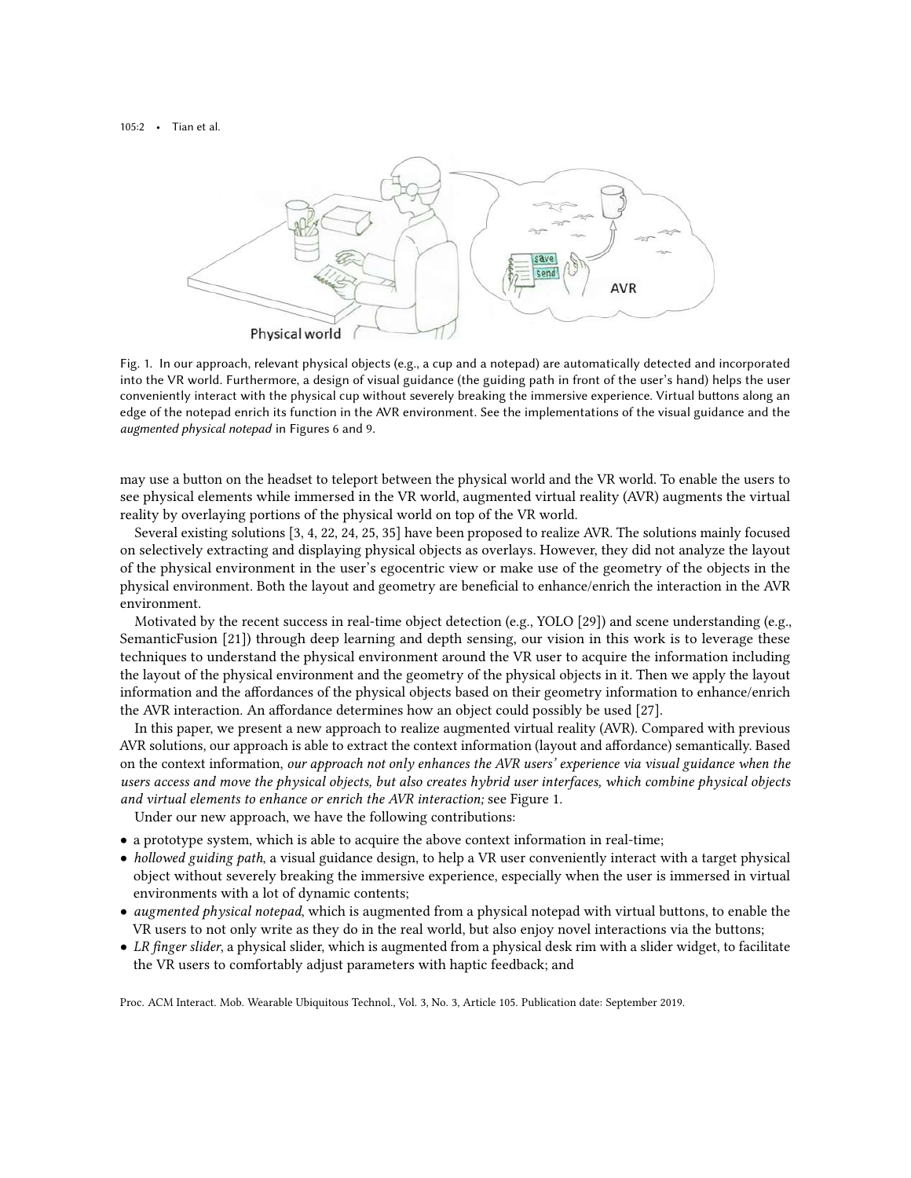Fig. 1. In our approach, relevant physical objects (e.g., a cup and a notepad) are automatically detected and incorporated into the VR world. Furthermore, a design of visual guidance (the guiding path in front of the user's hand) helps the user conveniently interact with the physical cup without severely breaking the immersive experience. Virtual buttons along an edge of the notepad enrich its function in the AVR environment. See the implementations of the visual guidance and the *augmented physical notepad* in Figures 6 and 9.

may use a button on the headset to teleport between the physical world and the VR world. To enable the users to see physical elements while immersed in the VR world, augmented virtual reality (AVR) augments the virtual reality by overlaying portions of the physical world on top of the VR world.

Several existing solutions [3, 4, 22, 24, 25, 35] have been proposed to realize AVR. The solutions mainly focused on selectively extracting and displaying physical objects as overlays. However, they did not analyze the layout of the physical environment in the user's egocentric view or make use of the geometry of the objects in the physical environment. Both the layout and geometry are beneficial to enhance/enrich the interaction in the AVR environment.

Motivated by the recent success in real-time object detection (e.g., YOLO [29]) and scene understanding (e.g., SemanticFusion [21]) through deep learning and depth sensing, our vision in this work is to leverage these techniques to understand the physical environment around the VR user to acquire the information including the layout of the physical environment and the geometry of the physical objects in it. Then we apply the layout information and the affordances of the physical objects based on their geometry information to enhance/enrich the AVR interaction. An affordance determines how an object could possibly be used [27].

In this paper, we present a new approach to realize augmented virtual reality (AVR). Compared with previous AVR solutions, our approach is able to extract the context information (layout and affordance) semantically. Based on the context information, *our approach not only enhances the AVR users' experience via visual guidance when the users access and move the physical objects, but also creates hybrid user interfaces, which combine physical objects and virtual elements to enhance or enrich the AVR interaction;* see Figure 1.

Under our new approach, we have the following contributions:

- a prototype system, which is able to acquire the above context information in real-time;
- *hollowed guiding path*, a visual guidance design, to help a VR user conveniently interact with a target physical object without severely breaking the immersive experience, especially when the user is immersed in virtual environments with a lot of dynamic contents;
- *augmented physical notepad*, which is augmented from a physical notepad with virtual buttons, to enable the VR users to not only write as they do in the real world, but also enjoy novel interactions via the buttons;
- *LR finger slider*, a physical slider, which is augmented from a physical desk rim with a slider widget, to facilitate the VR users to comfortably adjust parameters with haptic feedback; and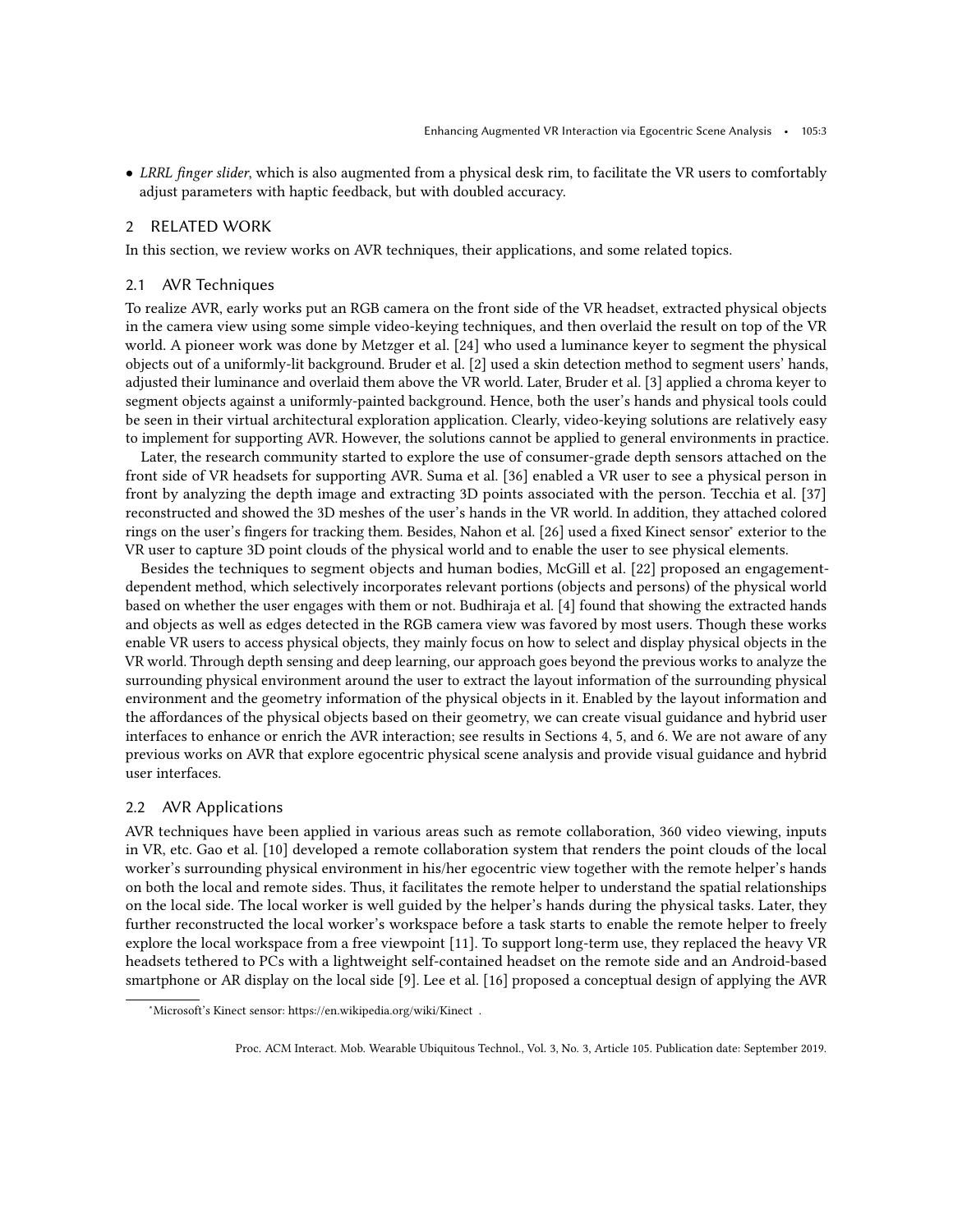- *LRRL finger slider*, which is also augmented from a physical desk rim, to facilitate the VR users to comfortably adjust parameters with haptic feedback, but with doubled accuracy.

## 2 RELATED WORK

In this section, we review works on AVR techniques, their applications, and some related topics.

### 2.1 AVR Techniques

To realize AVR, early works put an RGB camera on the front side of the VR headset, extracted physical objects in the camera view using some simple video-keying techniques, and then overlaid the result on top of the VR world. A pioneer work was done by Metzger et al. [24] who used a luminance keyer to segment the physical objects out of a uniformly-lit background. Bruder et al. [2] used a skin detection method to segment users' hands, adjusted their luminance and overlaid them above the VR world. Later, Bruder et al. [3] applied a chroma keyer to segment objects against a uniformly-painted background. Hence, both the user's hands and physical tools could be seen in their virtual architectural exploration application. Clearly, video-keying solutions are relatively easy to implement for supporting AVR. However, the solutions cannot be applied to general environments in practice.

Later, the research community started to explore the use of consumer-grade depth sensors attached on the front side of VR headsets for supporting AVR. Suma et al. [36] enabled a VR user to see a physical person in front by analyzing the depth image and extracting 3D points associated with the person. Tecchia et al. [37] reconstructed and showed the 3D meshes of the user's hands in the VR world. In addition, they attached colored rings on the user's fingers for tracking them. Besides, Nahon et al. [26] used a fixed Kinect sensor* exterior to the VR user to capture 3D point clouds of the physical world and to enable the user to see physical elements.

Besides the techniques to segment objects and human bodies, McGill et al. [22] proposed an engagement-dependent method, which selectively incorporates relevant portions (objects and persons) of the physical world based on whether the user engages with them or not. Budhiraja et al. [4] found that showing the extracted hands and objects as well as edges detected in the RGB camera view was favored by most users. Though these works enable VR users to access physical objects, they mainly focus on how to select and display physical objects in the VR world. Through depth sensing and deep learning, our approach goes beyond the previous works to analyze the surrounding physical environment around the user to extract the layout information of the surrounding physical environment and the geometry information of the physical objects in it. Enabled by the layout information and the affordances of the physical objects based on their geometry, we can create visual guidance and hybrid user interfaces to enhance or enrich the AVR interaction; see results in Sections 4, 5, and 6. We are not aware of any previous works on AVR that explore egocentric physical scene analysis and provide visual guidance and hybrid user interfaces.

### 2.2 AVR Applications

AVR techniques have been applied in various areas such as remote collaboration, 360 video viewing, inputs in VR, etc. Gao et al. [10] developed a remote collaboration system that renders the point clouds of the local worker's surrounding physical environment in his/her egocentric view together with the remote helper's hands on both the local and remote sides. Thus, it facilitates the remote helper to understand the spatial relationships on the local side. The local worker is well guided by the helper's hands during the physical tasks. Later, they further reconstructed the local worker's workspace before a task starts to enable the remote helper to freely explore the local workspace from a free viewpoint [11]. To support long-term use, they replaced the heavy VR headsets tethered to PCs with a lightweight self-contained headset on the remote side and an Android-based smartphone or AR display on the local side [9]. Lee et al. [16] proposed a conceptual design of applying the AVR

*Microsoft's Kinect sensor: https://en.wikipedia.org/wiki/Kinect .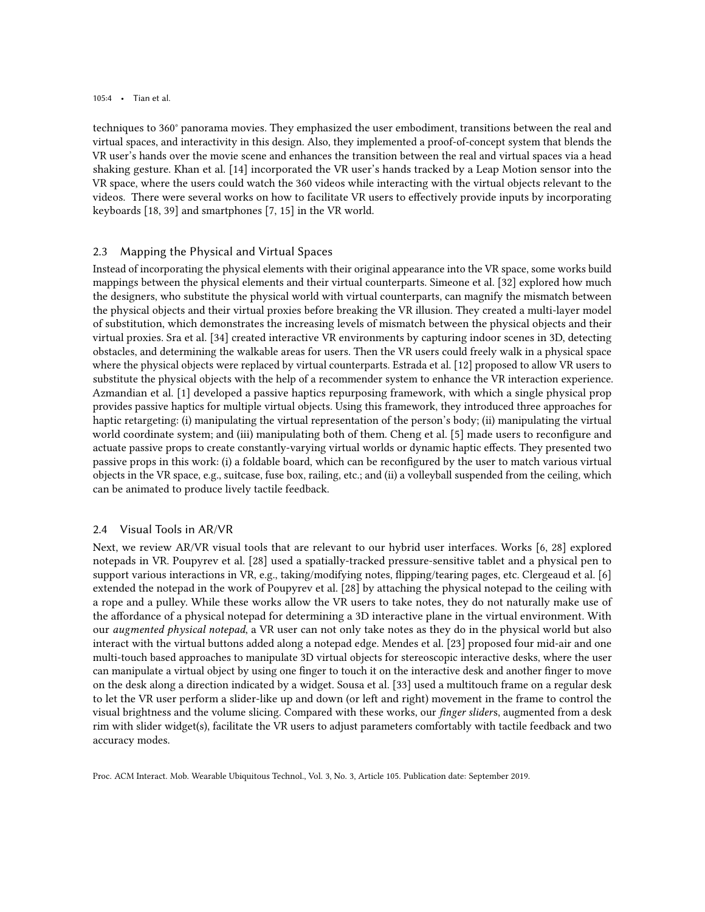techniques to 360° panorama movies. They emphasized the user embodiment, transitions between the real and virtual spaces, and interactivity in this design. Also, they implemented a proof-of-concept system that blends the VR user's hands over the movie scene and enhances the transition between the real and virtual spaces via a head shaking gesture. Khan et al. [14] incorporated the VR user's hands tracked by a Leap Motion sensor into the VR space, where the users could watch the 360 videos while interacting with the virtual objects relevant to the videos. There were several works on how to facilitate VR users to effectively provide inputs by incorporating keyboards [18, 39] and smartphones [7, 15] in the VR world.

### 2.3 Mapping the Physical and Virtual Spaces

Instead of incorporating the physical elements with their original appearance into the VR space, some works build mappings between the physical elements and their virtual counterparts. Simeone et al. [32] explored how much the designers, who substitute the physical world with virtual counterparts, can magnify the mismatch between the physical objects and their virtual proxies before breaking the VR illusion. They created a multi-layer model of substitution, which demonstrates the increasing levels of mismatch between the physical objects and their virtual proxies. Sra et al. [34] created interactive VR environments by capturing indoor scenes in 3D, detecting obstacles, and determining the walkable areas for users. Then the VR users could freely walk in a physical space where the physical objects were replaced by virtual counterparts. Estrada et al. [12] proposed to allow VR users to substitute the physical objects with the help of a recommender system to enhance the VR interaction experience. Azmandian et al. [1] developed a passive haptics repurposing framework, with which a single physical prop provides passive haptics for multiple virtual objects. Using this framework, they introduced three approaches for haptic retargeting: (i) manipulating the virtual representation of the person's body; (ii) manipulating the virtual world coordinate system; and (iii) manipulating both of them. Cheng et al. [5] made users to reconfigure and actuate passive props to create constantly-varying virtual worlds or dynamic haptic effects. They presented two passive props in this work: (i) a foldable board, which can be reconfigured by the user to match various virtual objects in the VR space, e.g., suitcase, fuse box, railing, etc.; and (ii) a volleyball suspended from the ceiling, which can be animated to produce lively tactile feedback.

### 2.4 Visual Tools in AR/VR

Next, we review AR/VR visual tools that are relevant to our hybrid user interfaces. Works [6, 28] explored notepads in VR. Poupyrev et al. [28] used a spatially-tracked pressure-sensitive tablet and a physical pen to support various interactions in VR, e.g., taking/modifying notes, flipping/tearing pages, etc. Clergeaud et al. [6] extended the notepad in the work of Poupyrev et al. [28] by attaching the physical notepad to the ceiling with a rope and a pulley. While these works allow the VR users to take notes, they do not naturally make use of the affordance of a physical notepad for determining a 3D interactive plane in the virtual environment. With our *augmented physical notepad*, a VR user can not only take notes as they do in the physical world but also interact with the virtual buttons added along a notepad edge. Mendes et al. [23] proposed four mid-air and one multi-touch based approaches to manipulate 3D virtual objects for stereoscopic interactive desks, where the user can manipulate a virtual object by using one finger to touch it on the interactive desk and another finger to move on the desk along a direction indicated by a widget. Sousa et al. [33] used a multitouch frame on a regular desk to let the VR user perform a slider-like up and down (or left and right) movement in the frame to control the visual brightness and the volume slicing. Compared with these works, our *finger slider*s, augmented from a desk rim with slider widget(s), facilitate the VR users to adjust parameters comfortably with tactile feedback and two accuracy modes.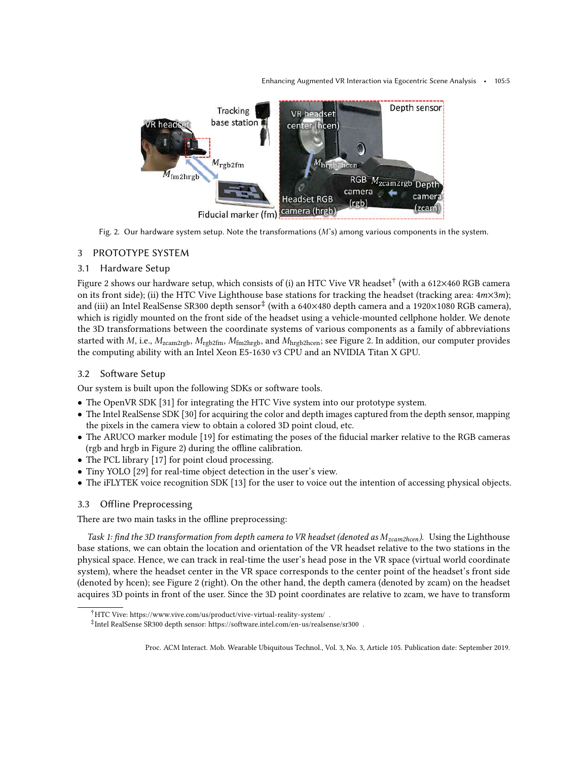Fig. 2. Our hardware system setup. Note the transformations ($M$'s) among various components in the system.

## 3 PROTOTYPE SYSTEM

### 3.1 Hardware Setup

Figure 2 shows our hardware setup, which consists of (i) an HTC Vive VR headset[†] (with a 612×460 RGB camera on its front side); (ii) the HTC Vive Lighthouse base stations for tracking the headset (tracking area: $4m \times 3m$); and (iii) an Intel RealSense SR300 depth sensor[‡] (with a 640×480 depth camera and a 1920×1080 RGB camera), which is rigidly mounted on the front side of the headset using a vehicle-mounted cellphone holder. We denote the 3D transformations between the coordinate systems of various components as a family of abbreviations started with $M$, i.e., $M_{\text{zcam2rgb}}$, $M_{\text{rgb2fm}}$, $M_{\text{fm2hrgb}}$, and $M_{\text{hrgb2hcen}}$; see Figure 2. In addition, our computer provides the computing ability with an Intel Xeon E5-1630 v3 CPU and an NVIDIA Titan X GPU.

### 3.2 Software Setup

Our system is built upon the following SDKs or software tools.

- The OpenVR SDK [31] for integrating the HTC Vive system into our prototype system.
- The Intel RealSense SDK [30] for acquiring the color and depth images captured from the depth sensor, mapping the pixels in the camera view to obtain a colored 3D point cloud, etc.
- The ARUCO marker module [19] for estimating the poses of the fiducial marker relative to the RGB cameras (rgb and hrgb in Figure 2) during the offline calibration.
- The PCL library [17] for point cloud processing.
- Tiny YOLO [29] for real-time object detection in the user's view.
- The iFLYTEK voice recognition SDK [13] for the user to voice out the intention of accessing physical objects.

### 3.3 Offline Preprocessing

There are two main tasks in the offline preprocessing:

*Task 1: find the 3D transformation from depth camera to VR headset (denoted as $M_{zcam2hcen}$).* Using the Lighthouse base stations, we can obtain the location and orientation of the VR headset relative to the two stations in the physical space. Hence, we can track in real-time the user's head pose in the VR space (virtual world coordinate system), where the headset center in the VR space corresponds to the center point of the headset's front side (denoted by hcen); see Figure 2 (right). On the other hand, the depth camera (denoted by zcam) on the headset acquires 3D points in front of the user. Since the 3D point coordinates are relative to zcam, we have to transform

[†] HTC Vive: https://www.vive.com/us/product/vive-virtual-reality-system/ .

[‡] Intel RealSense SR300 depth sensor: https://software.intel.com/en-us/realsense/sr300 .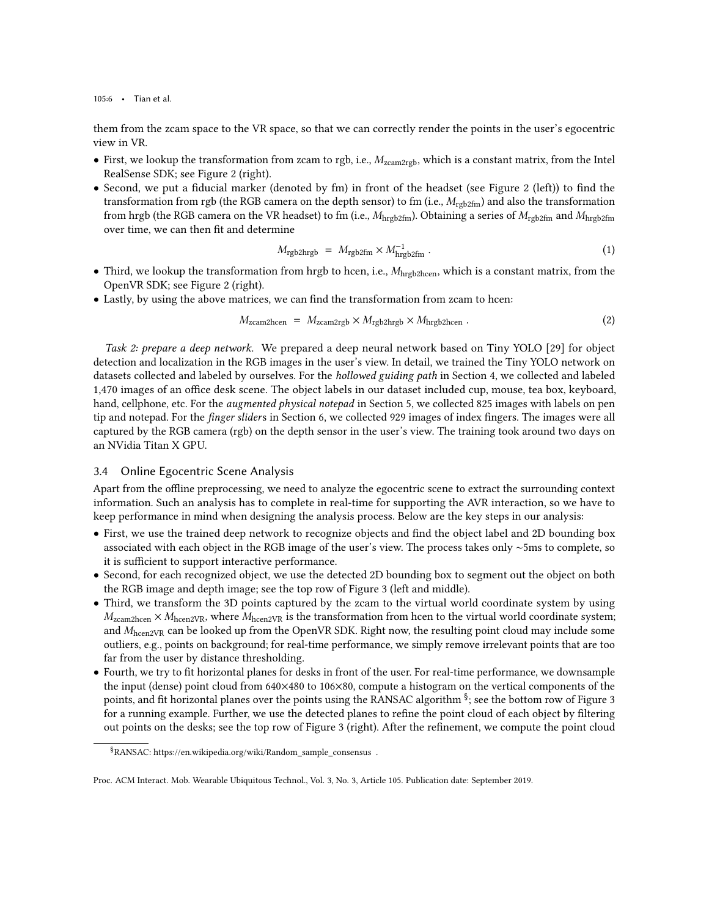them from the zcam space to the VR space, so that we can correctly render the points in the user's egocentric view in VR.

- First, we lookup the transformation from zcam to rgb, i.e., $M_{\text{zcam2rgb}}$, which is a constant matrix, from the Intel RealSense SDK; see Figure 2 (right).
- Second, we put a fiducial marker (denoted by fm) in front of the headset (see Figure 2 (left)) to find the transformation from rgb (the RGB camera on the depth sensor) to fm (i.e., $M_{\text{rgb2fm}}$) and also the transformation from hrgb (the RGB camera on the VR headset) to fm (i.e., $M_{\text{hrgb2fm}}$). Obtaining a series of $M_{\text{rgb2fm}}$ and $M_{\text{hrgb2fm}}$ over time, we can then fit and determine

$$M_{\text{rgb2hrgb}} \;=\; M_{\text{rgb2fm}} \times M_{\text{hrgb2fm}}^{-1} \,. \tag{1}$$

- Third, we lookup the transformation from hrgb to hcen, i.e., $M_{\text{hrgb2hcen}}$, which is a constant matrix, from the OpenVR SDK; see Figure 2 (right).
- Lastly, by using the above matrices, we can find the transformation from zcam to hcen:

$$M_{\text{zcam2hcen}} \;=\; M_{\text{zcam2rgb}} \times M_{\text{rgb2hrgb}} \times M_{\text{hrgb2hcen}} \,. \tag{2}$$

*Task 2: prepare a deep network.* We prepared a deep neural network based on Tiny YOLO [29] for object detection and localization in the RGB images in the user's view. In detail, we trained the Tiny YOLO network on datasets collected and labeled by ourselves. For the *hollowed guiding path* in Section 4, we collected and labeled 1,470 images of an office desk scene. The object labels in our dataset included cup, mouse, tea box, keyboard, hand, cellphone, etc. For the *augmented physical notepad* in Section 5, we collected 825 images with labels on pen tip and notepad. For the *finger slider*s in Section 6, we collected 929 images of index fingers. The images were all captured by the RGB camera (rgb) on the depth sensor in the user's view. The training took around two days on an NVidia Titan X GPU.

## 3.4 Online Egocentric Scene Analysis

Apart from the offline preprocessing, we need to analyze the egocentric scene to extract the surrounding context information. Such an analysis has to complete in real-time for supporting the AVR interaction, so we have to keep performance in mind when designing the analysis process. Below are the key steps in our analysis:

- First, we use the trained deep network to recognize objects and find the object label and 2D bounding box associated with each object in the RGB image of the user's view. The process takes only ~5ms to complete, so it is sufficient to support interactive performance.
- Second, for each recognized object, we use the detected 2D bounding box to segment out the object on both the RGB image and depth image; see the top row of Figure 3 (left and middle).
- Third, we transform the 3D points captured by the zcam to the virtual world coordinate system by using $M_{\text{zcam2hcen}} \times M_{\text{hcen2VR}}$, where $M_{\text{hcen2VR}}$ is the transformation from hcen to the virtual world coordinate system; and $M_{\text{hcen2VR}}$ can be looked up from the OpenVR SDK. Right now, the resulting point cloud may include some outliers, e.g., points on background; for real-time performance, we simply remove irrelevant points that are too far from the user by distance thresholding.
- Fourth, we try to fit horizontal planes for desks in front of the user. For real-time performance, we downsample the input (dense) point cloud from 640×480 to 106×80, compute a histogram on the vertical components of the points, and fit horizontal planes over the points using the RANSAC algorithm [§]; see the bottom row of Figure 3 for a running example. Further, we use the detected planes to refine the point cloud of each object by filtering out points on the desks; see the top row of Figure 3 (right). After the refinement, we compute the point cloud

[§]RANSAC: https://en.wikipedia.org/wiki/Random_sample_consensus .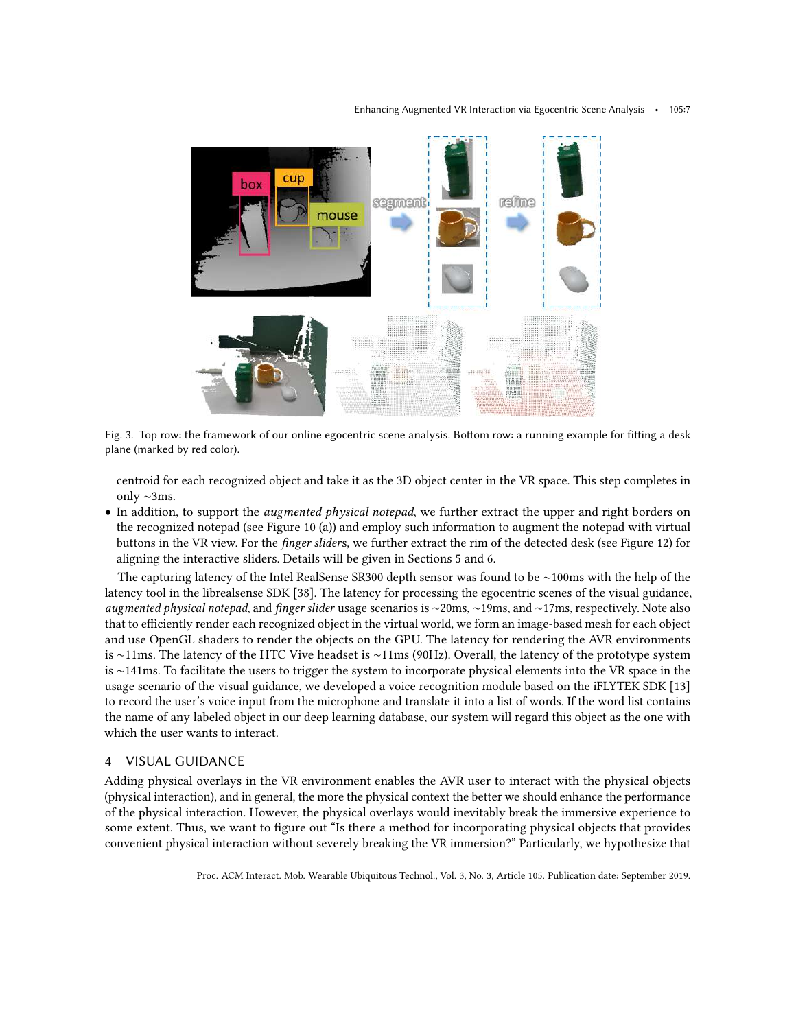Fig. 3. Top row: the framework of our online egocentric scene analysis. Bottom row: a running example for fitting a desk plane (marked by red color).

centroid for each recognized object and take it as the 3D object center in the VR space. This step completes in only ∼3ms.

- In addition, to support the *augmented physical notepad*, we further extract the upper and right borders on the recognized notepad (see Figure 10 (a)) and employ such information to augment the notepad with virtual buttons in the VR view. For the *finger sliders*, we further extract the rim of the detected desk (see Figure 12) for aligning the interactive sliders. Details will be given in Sections 5 and 6.

The capturing latency of the Intel RealSense SR300 depth sensor was found to be ∼100ms with the help of the latency tool in the librealsense SDK [38]. The latency for processing the egocentric scenes of the visual guidance, *augmented physical notepad*, and *finger slider* usage scenarios is ∼20ms, ∼19ms, and ∼17ms, respectively. Note also that to efficiently render each recognized object in the virtual world, we form an image-based mesh for each object and use OpenGL shaders to render the objects on the GPU. The latency for rendering the AVR environments is ∼11ms. The latency of the HTC Vive headset is ∼11ms (90Hz). Overall, the latency of the prototype system is ∼141ms. To facilitate the users to trigger the system to incorporate physical elements into the VR space in the usage scenario of the visual guidance, we developed a voice recognition module based on the iFLYTEK SDK [13] to record the user's voice input from the microphone and translate it into a list of words. If the word list contains the name of any labeled object in our deep learning database, our system will regard this object as the one with which the user wants to interact.

## 4 VISUAL GUIDANCE

Adding physical overlays in the VR environment enables the AVR user to interact with the physical objects (physical interaction), and in general, the more the physical context the better we should enhance the performance of the physical interaction. However, the physical overlays would inevitably break the immersive experience to some extent. Thus, we want to figure out "Is there a method for incorporating physical objects that provides convenient physical interaction without severely breaking the VR immersion?" Particularly, we hypothesize that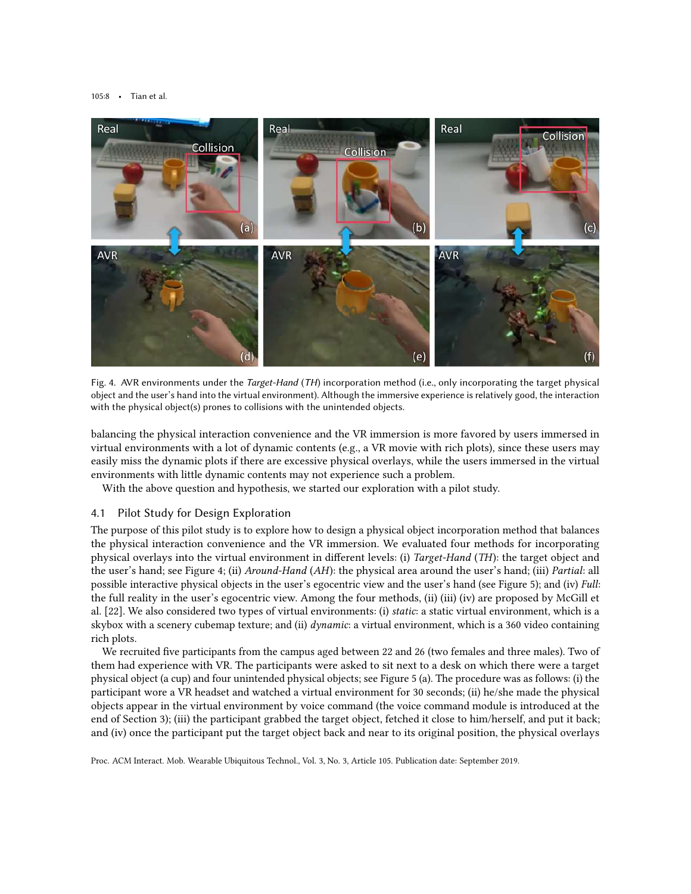Fig. 4. AVR environments under the *Target-Hand* (*TH*) incorporation method (i.e., only incorporating the target physical object and the user's hand into the virtual environment). Although the immersive experience is relatively good, the interaction with the physical object(s) prones to collisions with the unintended objects.

balancing the physical interaction convenience and the VR immersion is more favored by users immersed in virtual environments with a lot of dynamic contents (e.g., a VR movie with rich plots), since these users may easily miss the dynamic plots if there are excessive physical overlays, while the users immersed in the virtual environments with little dynamic contents may not experience such a problem.

With the above question and hypothesis, we started our exploration with a pilot study.

### 4.1 Pilot Study for Design Exploration

The purpose of this pilot study is to explore how to design a physical object incorporation method that balances the physical interaction convenience and the VR immersion. We evaluated four methods for incorporating physical overlays into the virtual environment in different levels: (i) *Target-Hand* (*TH*): the target object and the user's hand; see Figure 4; (ii) *Around-Hand* (*AH*): the physical area around the user's hand; (iii) *Partial*: all possible interactive physical objects in the user's egocentric view and the user's hand (see Figure 5); and (iv) *Full*: the full reality in the user's egocentric view. Among the four methods, (ii) (iii) (iv) are proposed by McGill et al. [22]. We also considered two types of virtual environments: (i) *static*: a static virtual environment, which is a skybox with a scenery cubemap texture; and (ii) *dynamic*: a virtual environment, which is a 360 video containing rich plots.

We recruited five participants from the campus aged between 22 and 26 (two females and three males). Two of them had experience with VR. The participants were asked to sit next to a desk on which there were a target physical object (a cup) and four unintended physical objects; see Figure 5 (a). The procedure was as follows: (i) the participant wore a VR headset and watched a virtual environment for 30 seconds; (ii) he/she made the physical objects appear in the virtual environment by voice command (the voice command module is introduced at the end of Section 3); (iii) the participant grabbed the target object, fetched it close to him/herself, and put it back; and (iv) once the participant put the target object back and near to its original position, the physical overlays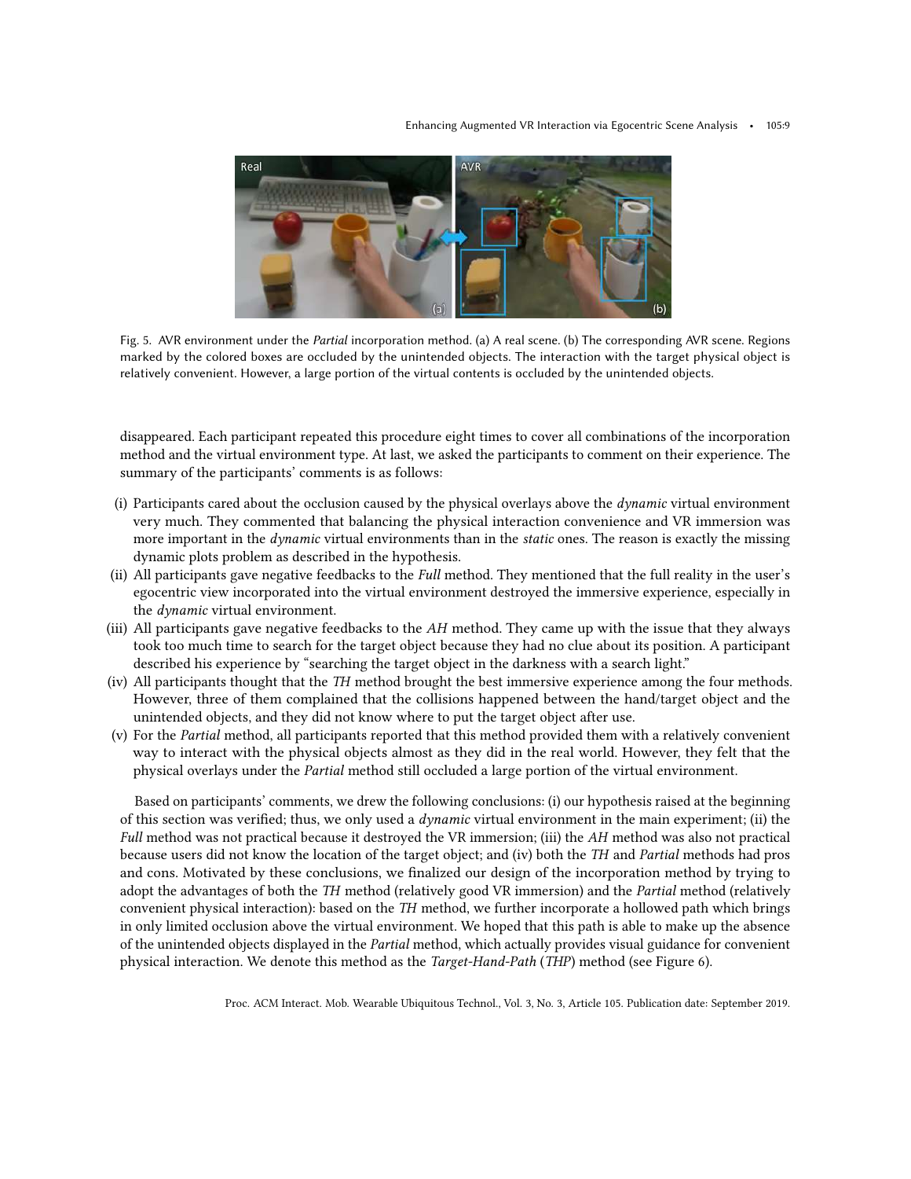Fig. 5. AVR environment under the *Partial* incorporation method. (a) A real scene. (b) The corresponding AVR scene. Regions marked by the colored boxes are occluded by the unintended objects. The interaction with the target physical object is relatively convenient. However, a large portion of the virtual contents is occluded by the unintended objects.

disappeared. Each participant repeated this procedure eight times to cover all combinations of the incorporation method and the virtual environment type. At last, we asked the participants to comment on their experience. The summary of the participants' comments is as follows:

- (i) Participants cared about the occlusion caused by the physical overlays above the *dynamic* virtual environment very much. They commented that balancing the physical interaction convenience and VR immersion was more important in the *dynamic* virtual environments than in the *static* ones. The reason is exactly the missing dynamic plots problem as described in the hypothesis.
- (ii) All participants gave negative feedbacks to the *Full* method. They mentioned that the full reality in the user's egocentric view incorporated into the virtual environment destroyed the immersive experience, especially in the *dynamic* virtual environment.
- (iii) All participants gave negative feedbacks to the *AH* method. They came up with the issue that they always took too much time to search for the target object because they had no clue about its position. A participant described his experience by "searching the target object in the darkness with a search light."
- (iv) All participants thought that the *TH* method brought the best immersive experience among the four methods. However, three of them complained that the collisions happened between the hand/target object and the unintended objects, and they did not know where to put the target object after use.
- (v) For the *Partial* method, all participants reported that this method provided them with a relatively convenient way to interact with the physical objects almost as they did in the real world. However, they felt that the physical overlays under the *Partial* method still occluded a large portion of the virtual environment.

Based on participants' comments, we drew the following conclusions: (i) our hypothesis raised at the beginning of this section was verified; thus, we only used a *dynamic* virtual environment in the main experiment; (ii) the *Full* method was not practical because it destroyed the VR immersion; (iii) the *AH* method was also not practical because users did not know the location of the target object; and (iv) both the *TH* and *Partial* methods had pros and cons. Motivated by these conclusions, we finalized our design of the incorporation method by trying to adopt the advantages of both the *TH* method (relatively good VR immersion) and the *Partial* method (relatively convenient physical interaction): based on the *TH* method, we further incorporate a hollowed path which brings in only limited occlusion above the virtual environment. We hoped that this path is able to make up the absence of the unintended objects displayed in the *Partial* method, which actually provides visual guidance for convenient physical interaction. We denote this method as the *Target-Hand-Path* (*THP*) method (see Figure 6).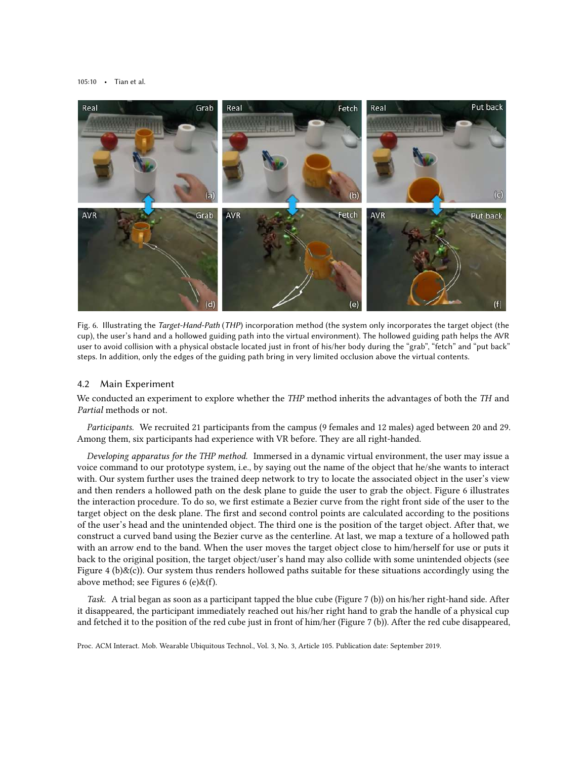Fig. 6. Illustrating the *Target-Hand-Path* (*THP*) incorporation method (the system only incorporates the target object (the cup), the user's hand and a hollowed guiding path into the virtual environment). The hollowed guiding path helps the AVR user to avoid collision with a physical obstacle located just in front of his/her body during the "grab", "fetch" and "put back" steps. In addition, only the edges of the guiding path bring in very limited occlusion above the virtual contents.

## 4.2 Main Experiment

We conducted an experiment to explore whether the *THP* method inherits the advantages of both the *TH* and *Partial* methods or not.

*Participants.* We recruited 21 participants from the campus (9 females and 12 males) aged between 20 and 29. Among them, six participants had experience with VR before. They are all right-handed.

*Developing apparatus for the THP method.* Immersed in a dynamic virtual environment, the user may issue a voice command to our prototype system, i.e., by saying out the name of the object that he/she wants to interact with. Our system further uses the trained deep network to try to locate the associated object in the user's view and then renders a hollowed path on the desk plane to guide the user to grab the object. Figure 6 illustrates the interaction procedure. To do so, we first estimate a Bezier curve from the right front side of the user to the target object on the desk plane. The first and second control points are calculated according to the positions of the user's head and the unintended object. The third one is the position of the target object. After that, we construct a curved band using the Bezier curve as the centerline. At last, we map a texture of a hollowed path with an arrow end to the band. When the user moves the target object close to him/herself for use or puts it back to the original position, the target object/user's hand may also collide with some unintended objects (see Figure 4 (b)&(c)). Our system thus renders hollowed paths suitable for these situations accordingly using the above method; see Figures 6 (e)&(f).

*Task.* A trial began as soon as a participant tapped the blue cube (Figure 7 (b)) on his/her right-hand side. After it disappeared, the participant immediately reached out his/her right hand to grab the handle of a physical cup and fetched it to the position of the red cube just in front of him/her (Figure 7 (b)). After the red cube disappeared,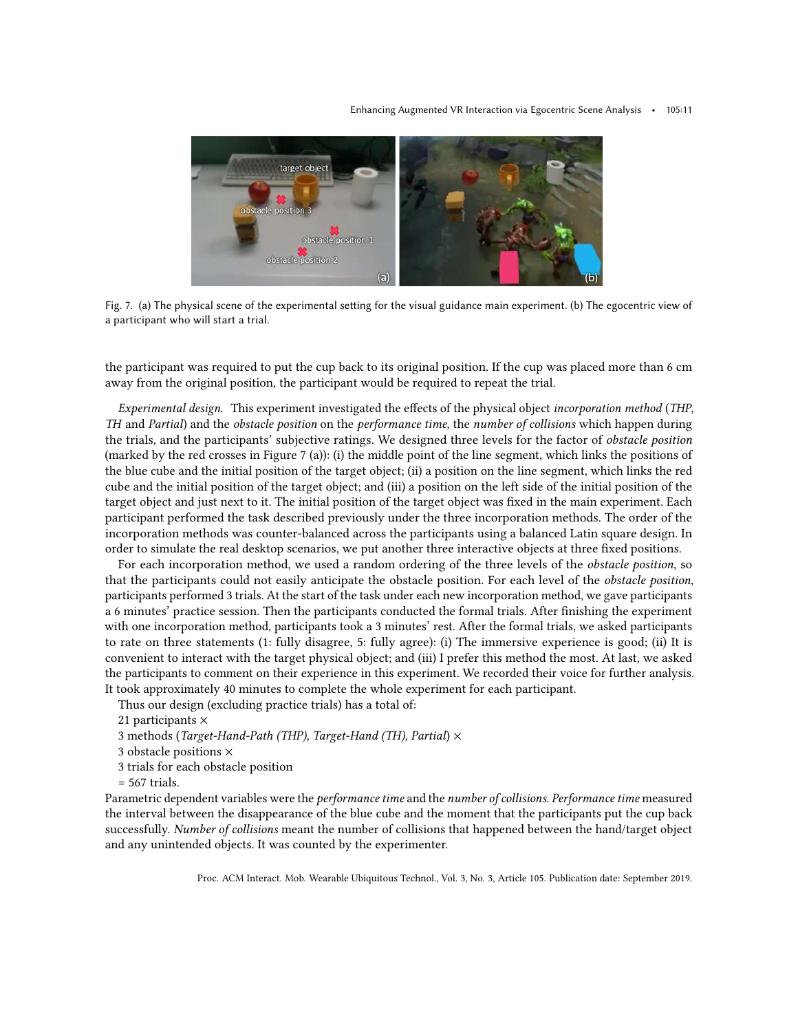Fig. 7. (a) The physical scene of the experimental setting for the visual guidance main experiment. (b) The egocentric view of a participant who will start a trial.

the participant was required to put the cup back to its original position. If the cup was placed more than 6 cm away from the original position, the participant would be required to repeat the trial.

*Experimental design.* This experiment investigated the effects of the physical object *incorporation method* (*THP*, *TH* and *Partial*) and the *obstacle position* on the *performance time*, the *number of collisions* which happen during the trials, and the participants' subjective ratings. We designed three levels for the factor of *obstacle position* (marked by the red crosses in Figure 7 (a)): (i) the middle point of the line segment, which links the positions of the blue cube and the initial position of the target object; (ii) a position on the line segment, which links the red cube and the initial position of the target object; and (iii) a position on the left side of the initial position of the target object and just next to it. The initial position of the target object was fixed in the main experiment. Each participant performed the task described previously under the three incorporation methods. The order of the incorporation methods was counter-balanced across the participants using a balanced Latin square design. In order to simulate the real desktop scenarios, we put another three interactive objects at three fixed positions.

For each incorporation method, we used a random ordering of the three levels of the *obstacle position*, so that the participants could not easily anticipate the obstacle position. For each level of the *obstacle position*, participants performed 3 trials. At the start of the task under each new incorporation method, we gave participants a 6 minutes' practice session. Then the participants conducted the formal trials. After finishing the experiment with one incorporation method, participants took a 3 minutes' rest. After the formal trials, we asked participants to rate on three statements (1: fully disagree, 5: fully agree): (i) The immersive experience is good; (ii) It is convenient to interact with the target physical object; and (iii) I prefer this method the most. At last, we asked the participants to comment on their experience in this experiment. We recorded their voice for further analysis. It took approximately 40 minutes to complete the whole experiment for each participant.

Thus our design (excluding practice trials) has a total of:

21 participants ×

3 methods (*Target-Hand-Path (THP), Target-Hand (TH), Partial*) ×

3 obstacle positions ×

3 trials for each obstacle position

= 567 trials.

Parametric dependent variables were the *performance time* and the *number of collisions*. *Performance time* measured the interval between the disappearance of the blue cube and the moment that the participants put the cup back successfully. *Number of collisions* meant the number of collisions that happened between the hand/target object and any unintended objects. It was counted by the experimenter.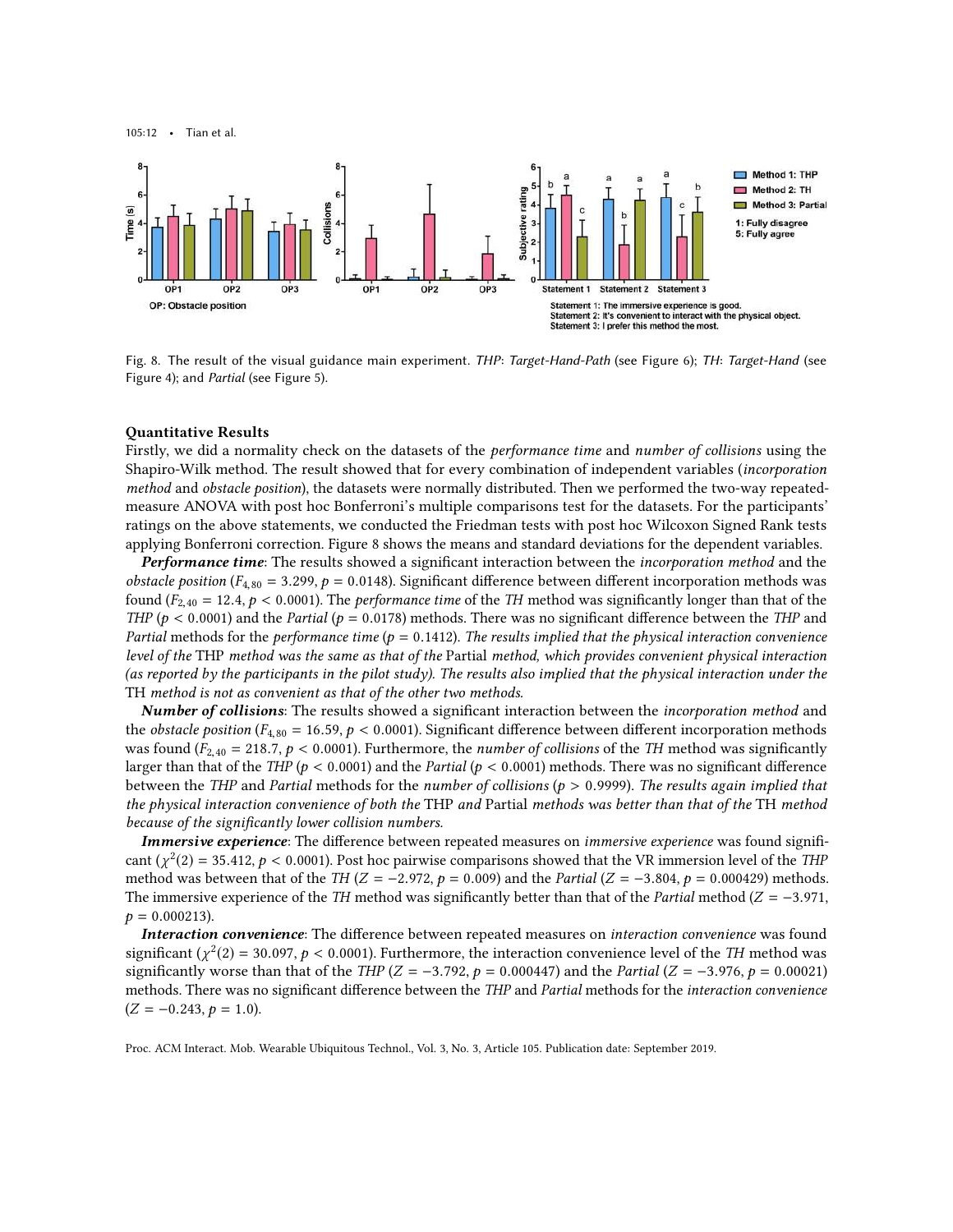Fig. 8. The result of the visual guidance main experiment. *THP*: *Target-Hand-Path* (see Figure 6); *TH*: *Target-Hand* (see Figure 4); and *Partial* (see Figure 5).

### Quantitative Results

Firstly, we did a normality check on the datasets of the *performance time* and *number of collisions* using the Shapiro-Wilk method. The result showed that for every combination of independent variables (*incorporation method* and *obstacle position*), the datasets were normally distributed. Then we performed the two-way repeated-measure ANOVA with post hoc Bonferroni's multiple comparisons test for the datasets. For the participants' ratings on the above statements, we conducted the Friedman tests with post hoc Wilcoxon Signed Rank tests applying Bonferroni correction. Figure 8 shows the means and standard deviations for the dependent variables.

***Performance time***: The results showed a significant interaction between the *incorporation method* and the *obstacle position* ($F_{4,80} = 3.299$, $p = 0.0148$). Significant difference between different incorporation methods was found ($F_{2,40} = 12.4$, $p < 0.0001$). The *performance time* of the *TH* method was significantly longer than that of the *THP* ($p < 0.0001$) and the *Partial* ($p = 0.0178$) methods. There was no significant difference between the *THP* and *Partial* methods for the *performance time* ($p = 0.1412$). *The results implied that the physical interaction convenience level of the* THP *method was the same as that of the* Partial *method, which provides convenient physical interaction (as reported by the participants in the pilot study). The results also implied that the physical interaction under the* TH *method is not as convenient as that of the other two methods.*

***Number of collisions***: The results showed a significant interaction between the *incorporation method* and the *obstacle position* ($F_{4,80} = 16.59$, $p < 0.0001$). Significant difference between different incorporation methods was found ($F_{2,40} = 218.7$, $p < 0.0001$). Furthermore, the *number of collisions* of the *TH* method was significantly larger than that of the *THP* ($p < 0.0001$) and the *Partial* ($p < 0.0001$) methods. There was no significant difference between the *THP* and *Partial* methods for the *number of collisions* ($p > 0.9999$). *The results again implied that the physical interaction convenience of both the* THP *and* Partial *methods was better than that of the* TH *method because of the significantly lower collision numbers.*

***Immersive experience***: The difference between repeated measures on *immersive experience* was found significant ($\chi^2(2) = 35.412$, $p < 0.0001$). Post hoc pairwise comparisons showed that the VR immersion level of the *THP* method was between that of the *TH* ($Z = -2.972$, $p = 0.009$) and the *Partial* ($Z = -3.804$, $p = 0.000429$) methods. The immersive experience of the *TH* method was significantly better than that of the *Partial* method ($Z = -3.971$, $p = 0.000213$).

***Interaction convenience***: The difference between repeated measures on *interaction convenience* was found significant ($\chi^2(2) = 30.097$, $p < 0.0001$). Furthermore, the interaction convenience level of the *TH* method was significantly worse than that of the *THP* ($Z = -3.792$, $p = 0.000447$) and the *Partial* ($Z = -3.976$, $p = 0.00021$) methods. There was no significant difference between the *THP* and *Partial* methods for the *interaction convenience* ($Z = -0.243$, $p = 1.0$).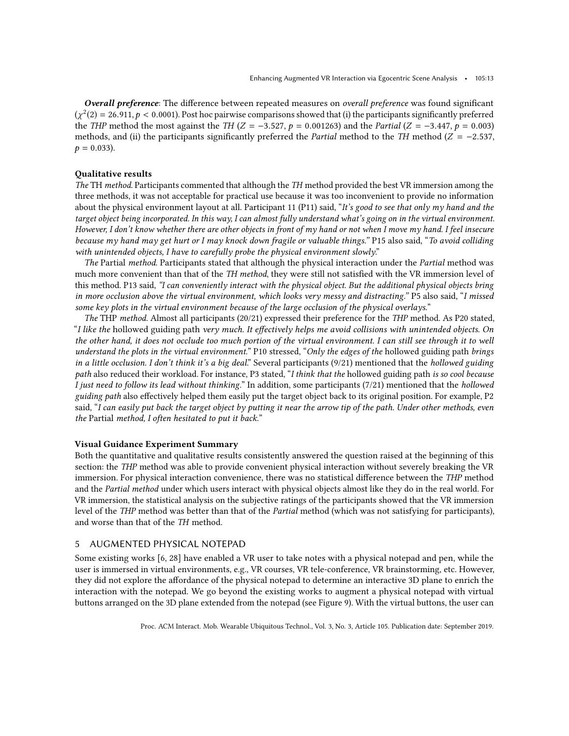***Overall preference***: The difference between repeated measures on *overall preference* was found significant ($\chi^2(2) = 26.911, p < 0.0001$). Post hoc pairwise comparisons showed that (i) the participants significantly preferred the *THP* method the most against the *TH* ($Z = -3.527$, $p = 0.001263$) and the *Partial* ($Z = -3.447$, $p = 0.003$) methods, and (ii) the participants significantly preferred the *Partial* method to the *TH* method ($Z = -2.537$, $p = 0.033$).

### Qualitative results

*The* TH *method.* Participants commented that although the *TH* method provided the best VR immersion among the three methods, it was not acceptable for practical use because it was too inconvenient to provide no information about the physical environment layout at all. Participant 11 (P11) said, "*It's good to see that only my hand and the target object being incorporated. In this way, I can almost fully understand what's going on in the virtual environment. However, I don't know whether there are other objects in front of my hand or not when I move my hand. I feel insecure because my hand may get hurt or I may knock down fragile or valuable things.*" P15 also said, "*To avoid colliding with unintended objects, I have to carefully probe the physical environment slowly.*"

*The* Partial *method.* Participants stated that although the physical interaction under the *Partial* method was much more convenient than that of the *TH method*, they were still not satisfied with the VR immersion level of this method. P13 said, *"I can conveniently interact with the physical object. But the additional physical objects bring in more occlusion above the virtual environment, which looks very messy and distracting."* P5 also said, "*I missed some key plots in the virtual environment because of the large occlusion of the physical overlays.*"

*The* THP *method.* Almost all participants (20/21) expressed their preference for the *THP* method. As P20 stated, "*I like the* hollowed guiding path *very much. It effectively helps me avoid collisions with unintended objects. On the other hand, it does not occlude too much portion of the virtual environment. I can still see through it to well understand the plots in the virtual environment.*" P10 stressed, "*Only the edges of the* hollowed guiding path *brings in a little occlusion. I don't think it's a big deal.*" Several participants (9/21) mentioned that the *hollowed guiding path* also reduced their workload. For instance, P3 stated, "*I think that the* hollowed guiding path *is so cool because I just need to follow its lead without thinking.*" In addition, some participants (7/21) mentioned that the *hollowed guiding path* also effectively helped them easily put the target object back to its original position. For example, P2 said, "*I can easily put back the target object by putting it near the arrow tip of the path. Under other methods, even the* Partial *method, I often hesitated to put it back.*"

### Visual Guidance Experiment Summary

Both the quantitative and qualitative results consistently answered the question raised at the beginning of this section: the *THP* method was able to provide convenient physical interaction without severely breaking the VR immersion. For physical interaction convenience, there was no statistical difference between the *THP* method and the *Partial method* under which users interact with physical objects almost like they do in the real world. For VR immersion, the statistical analysis on the subjective ratings of the participants showed that the VR immersion level of the *THP* method was better than that of the *Partial* method (which was not satisfying for participants), and worse than that of the *TH* method.

## 5 AUGMENTED PHYSICAL NOTEPAD

Some existing works [6, 28] have enabled a VR user to take notes with a physical notepad and pen, while the user is immersed in virtual environments, e.g., VR courses, VR tele-conference, VR brainstorming, etc. However, they did not explore the affordance of the physical notepad to determine an interactive 3D plane to enrich the interaction with the notepad. We go beyond the existing works to augment a physical notepad with virtual buttons arranged on the 3D plane extended from the notepad (see Figure 9). With the virtual buttons, the user can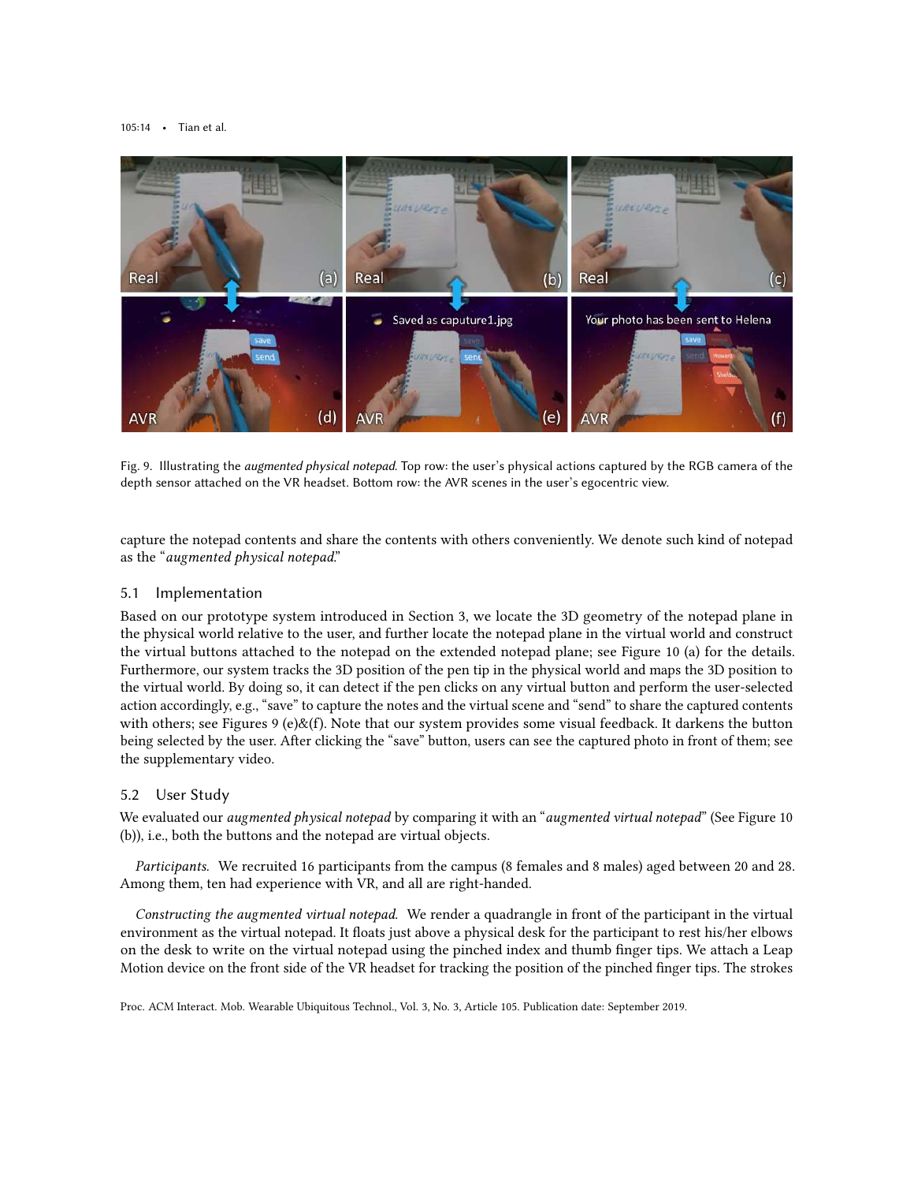Fig. 9. Illustrating the *augmented physical notepad*. Top row: the user's physical actions captured by the RGB camera of the depth sensor attached on the VR headset. Bottom row: the AVR scenes in the user's egocentric view.

capture the notepad contents and share the contents with others conveniently. We denote such kind of notepad as the "*augmented physical notepad*."

## 5.1 Implementation

Based on our prototype system introduced in Section 3, we locate the 3D geometry of the notepad plane in the physical world relative to the user, and further locate the notepad plane in the virtual world and construct the virtual buttons attached to the notepad on the extended notepad plane; see Figure 10 (a) for the details. Furthermore, our system tracks the 3D position of the pen tip in the physical world and maps the 3D position to the virtual world. By doing so, it can detect if the pen clicks on any virtual button and perform the user-selected action accordingly, e.g., "save" to capture the notes and the virtual scene and "send" to share the captured contents with others; see Figures 9 (e)&(f). Note that our system provides some visual feedback. It darkens the button being selected by the user. After clicking the "save" button, users can see the captured photo in front of them; see the supplementary video.

## 5.2 User Study

We evaluated our *augmented physical notepad* by comparing it with an "*augmented virtual notepad*" (See Figure 10 (b)), i.e., both the buttons and the notepad are virtual objects.

*Participants.* We recruited 16 participants from the campus (8 females and 8 males) aged between 20 and 28. Among them, ten had experience with VR, and all are right-handed.

*Constructing the augmented virtual notepad.* We render a quadrangle in front of the participant in the virtual environment as the virtual notepad. It floats just above a physical desk for the participant to rest his/her elbows on the desk to write on the virtual notepad using the pinched index and thumb finger tips. We attach a Leap Motion device on the front side of the VR headset for tracking the position of the pinched finger tips. The strokes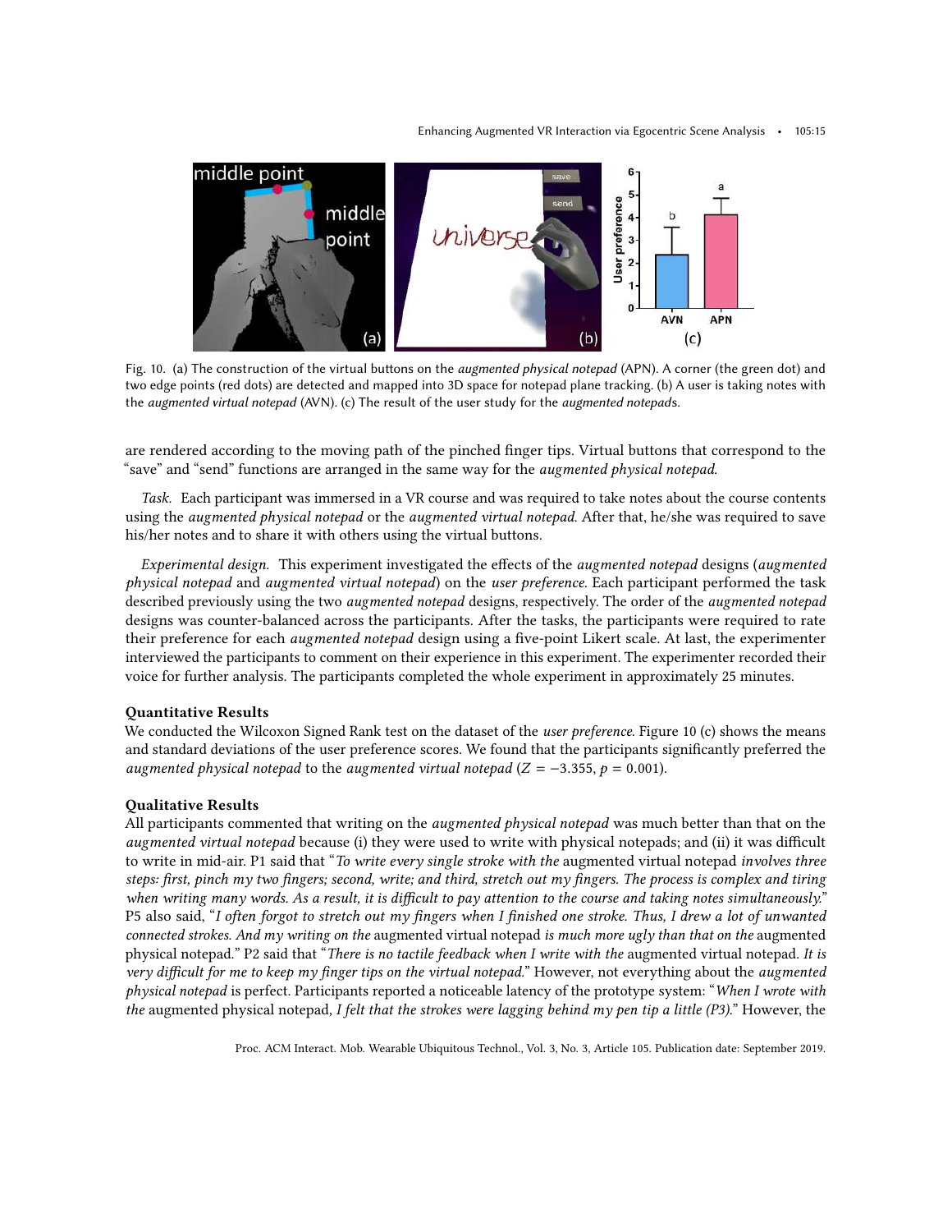Fig. 10. (a) The construction of the virtual buttons on the *augmented physical notepad* (APN). A corner (the green dot) and two edge points (red dots) are detected and mapped into 3D space for notepad plane tracking. (b) A user is taking notes with the *augmented virtual notepad* (AVN). (c) The result of the user study for the *augmented notepad*s.

are rendered according to the moving path of the pinched finger tips. Virtual buttons that correspond to the "save" and "send" functions are arranged in the same way for the *augmented physical notepad*.

*Task.* Each participant was immersed in a VR course and was required to take notes about the course contents using the *augmented physical notepad* or the *augmented virtual notepad*. After that, he/she was required to save his/her notes and to share it with others using the virtual buttons.

*Experimental design.* This experiment investigated the effects of the *augmented notepad* designs (*augmented physical notepad* and *augmented virtual notepad*) on the *user preference*. Each participant performed the task described previously using the two *augmented notepad* designs, respectively. The order of the *augmented notepad* designs was counter-balanced across the participants. After the tasks, the participants were required to rate their preference for each *augmented notepad* design using a five-point Likert scale. At last, the experimenter interviewed the participants to comment on their experience in this experiment. The experimenter recorded their voice for further analysis. The participants completed the whole experiment in approximately 25 minutes.

### Quantitative Results

We conducted the Wilcoxon Signed Rank test on the dataset of the *user preference*. Figure 10 (c) shows the means and standard deviations of the user preference scores. We found that the participants significantly preferred the *augmented physical notepad* to the *augmented virtual notepad* ($Z = -3.355$, $p = 0.001$).

### Qualitative Results

All participants commented that writing on the *augmented physical notepad* was much better than that on the *augmented virtual notepad* because (i) they were used to write with physical notepads; and (ii) it was difficult to write in mid-air. P1 said that "*To write every single stroke with the* augmented virtual notepad *involves three steps: first, pinch my two fingers; second, write; and third, stretch out my fingers. The process is complex and tiring when writing many words. As a result, it is difficult to pay attention to the course and taking notes simultaneously.*" P5 also said, "*I often forgot to stretch out my fingers when I finished one stroke. Thus, I drew a lot of unwanted connected strokes. And my writing on the* augmented virtual notepad *is much more ugly than that on the* augmented physical notepad." P2 said that "*There is no tactile feedback when I write with the* augmented virtual notepad. *It is very difficult for me to keep my finger tips on the virtual notepad.*" However, not everything about the *augmented physical notepad* is perfect. Participants reported a noticeable latency of the prototype system: "*When I wrote with the* augmented physical notepad, *I felt that the strokes were lagging behind my pen tip a little (P3).*" However, the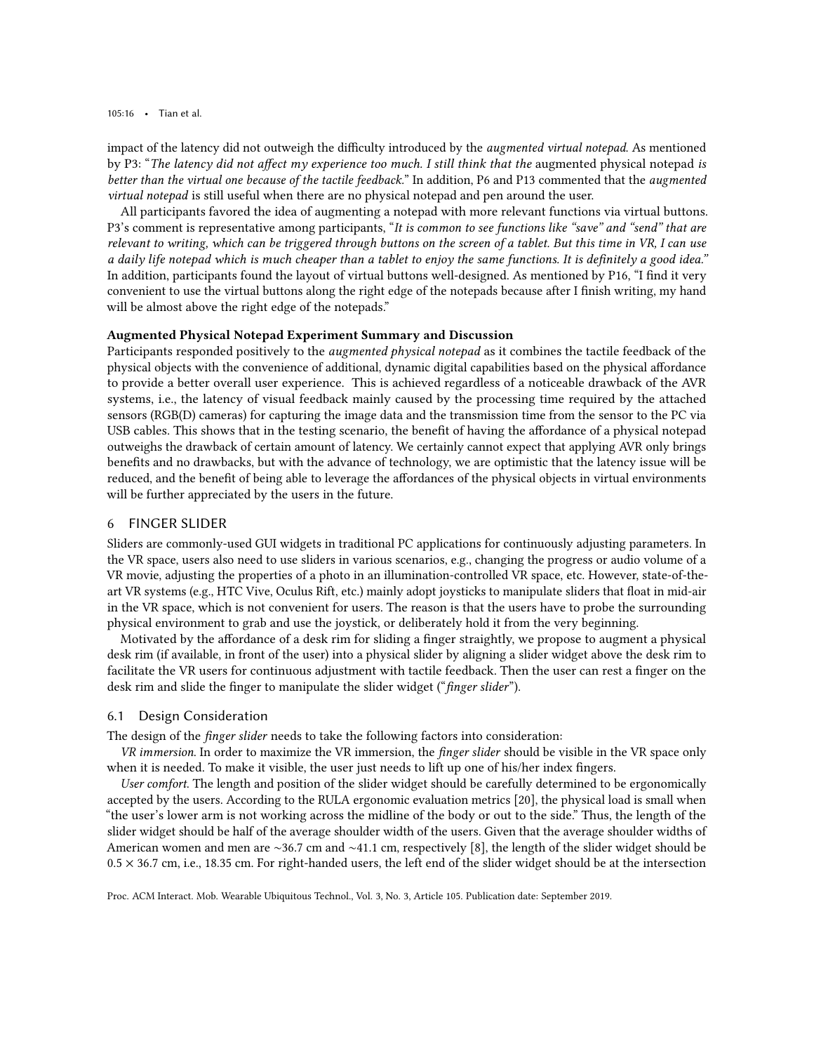impact of the latency did not outweigh the difficulty introduced by the *augmented virtual notepad*. As mentioned by P3: "*The latency did not affect my experience too much. I still think that the* augmented physical notepad *is better than the virtual one because of the tactile feedback.*" In addition, P6 and P13 commented that the *augmented virtual notepad* is still useful when there are no physical notepad and pen around the user.

All participants favored the idea of augmenting a notepad with more relevant functions via virtual buttons. P3's comment is representative among participants, "*It is common to see functions like "save" and "send" that are relevant to writing, which can be triggered through buttons on the screen of a tablet. But this time in VR, I can use a daily life notepad which is much cheaper than a tablet to enjoy the same functions. It is definitely a good idea.*" In addition, participants found the layout of virtual buttons well-designed. As mentioned by P16, "I find it very convenient to use the virtual buttons along the right edge of the notepads because after I finish writing, my hand will be almost above the right edge of the notepads."

**Augmented Physical Notepad Experiment Summary and Discussion**

Participants responded positively to the *augmented physical notepad* as it combines the tactile feedback of the physical objects with the convenience of additional, dynamic digital capabilities based on the physical affordance to provide a better overall user experience. This is achieved regardless of a noticeable drawback of the AVR systems, i.e., the latency of visual feedback mainly caused by the processing time required by the attached sensors (RGB(D) cameras) for capturing the image data and the transmission time from the sensor to the PC via USB cables. This shows that in the testing scenario, the benefit of having the affordance of a physical notepad outweighs the drawback of certain amount of latency. We certainly cannot expect that applying AVR only brings benefits and no drawbacks, but with the advance of technology, we are optimistic that the latency issue will be reduced, and the benefit of being able to leverage the affordances of the physical objects in virtual environments will be further appreciated by the users in the future.

## 6 FINGER SLIDER

Sliders are commonly-used GUI widgets in traditional PC applications for continuously adjusting parameters. In the VR space, users also need to use sliders in various scenarios, e.g., changing the progress or audio volume of a VR movie, adjusting the properties of a photo in an illumination-controlled VR space, etc. However, state-of-the-art VR systems (e.g., HTC Vive, Oculus Rift, etc.) mainly adopt joysticks to manipulate sliders that float in mid-air in the VR space, which is not convenient for users. The reason is that the users have to probe the surrounding physical environment to grab and use the joystick, or deliberately hold it from the very beginning.

Motivated by the affordance of a desk rim for sliding a finger straightly, we propose to augment a physical desk rim (if available, in front of the user) into a physical slider by aligning a slider widget above the desk rim to facilitate the VR users for continuous adjustment with tactile feedback. Then the user can rest a finger on the desk rim and slide the finger to manipulate the slider widget ("*finger slider*").

### 6.1 Design Consideration

The design of the *finger slider* needs to take the following factors into consideration:

*VR immersion*. In order to maximize the VR immersion, the *finger slider* should be visible in the VR space only when it is needed. To make it visible, the user just needs to lift up one of his/her index fingers.

*User comfort*. The length and position of the slider widget should be carefully determined to be ergonomically accepted by the users. According to the RULA ergonomic evaluation metrics [20], the physical load is small when "the user's lower arm is not working across the midline of the body or out to the side." Thus, the length of the slider widget should be half of the average shoulder width of the users. Given that the average shoulder widths of American women and men are ~36.7 cm and ~41.1 cm, respectively [8], the length of the slider widget should be $0.5 \times 36.7$ cm, i.e., 18.35 cm. For right-handed users, the left end of the slider widget should be at the intersection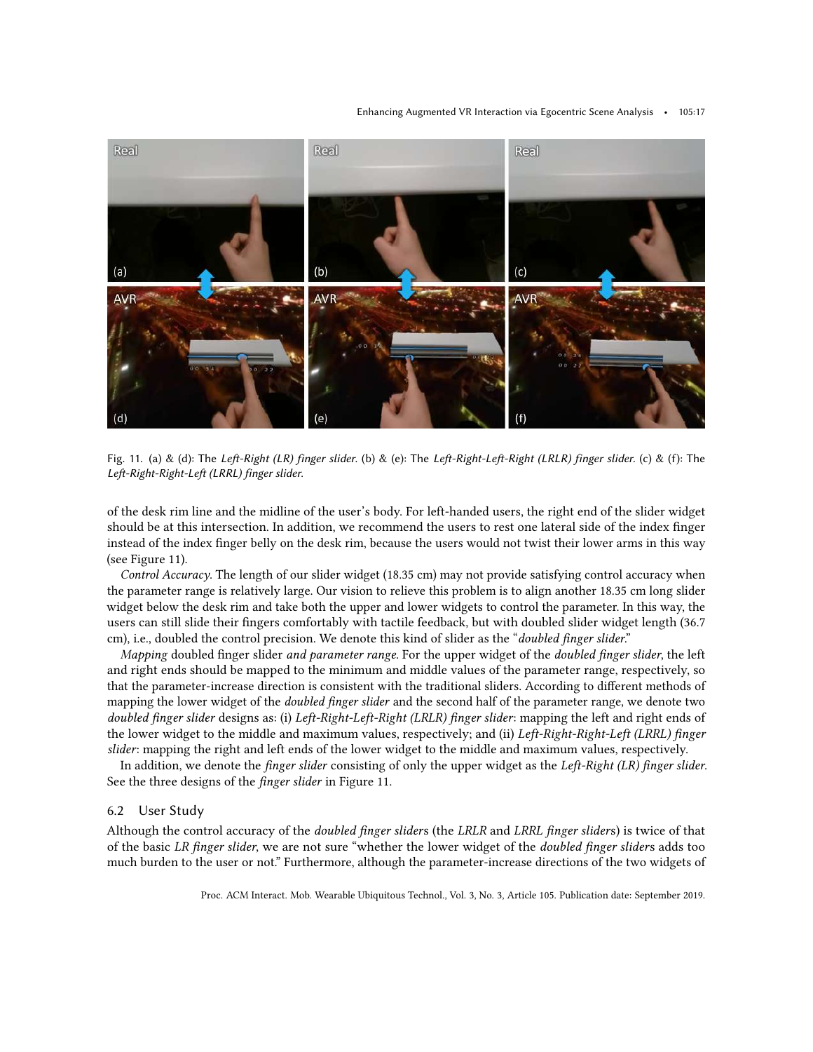Fig. 11. (a) & (d): The *Left-Right (LR) finger slider*. (b) & (e): The *Left-Right-Left-Right (LRLR) finger slider*. (c) & (f): The *Left-Right-Right-Left (LRRL) finger slider*.

of the desk rim line and the midline of the user's body. For left-handed users, the right end of the slider widget should be at this intersection. In addition, we recommend the users to rest one lateral side of the index finger instead of the index finger belly on the desk rim, because the users would not twist their lower arms in this way (see Figure 11).

*Control Accuracy*. The length of our slider widget (18.35 cm) may not provide satisfying control accuracy when the parameter range is relatively large. Our vision to relieve this problem is to align another 18.35 cm long slider widget below the desk rim and take both the upper and lower widgets to control the parameter. In this way, the users can still slide their fingers comfortably with tactile feedback, but with doubled slider widget length (36.7 cm), i.e., doubled the control precision. We denote this kind of slider as the "*doubled finger slider*."

*Mapping* doubled finger slider *and parameter range*. For the upper widget of the *doubled finger slider*, the left and right ends should be mapped to the minimum and middle values of the parameter range, respectively, so that the parameter-increase direction is consistent with the traditional sliders. According to different methods of mapping the lower widget of the *doubled finger slider* and the second half of the parameter range, we denote two *doubled finger slider* designs as: (i) *Left-Right-Left-Right (LRLR) finger slider*: mapping the left and right ends of the lower widget to the middle and maximum values, respectively; and (ii) *Left-Right-Right-Left (LRRL) finger slider*: mapping the right and left ends of the lower widget to the middle and maximum values, respectively.

In addition, we denote the *finger slider* consisting of only the upper widget as the *Left-Right (LR) finger slider*. See the three designs of the *finger slider* in Figure 11.

### 6.2 User Study

Although the control accuracy of the *doubled finger slider*s (the *LRLR* and *LRRL finger slider*s) is twice of that of the basic *LR finger slider*, we are not sure "whether the lower widget of the *doubled finger slider*s adds too much burden to the user or not." Furthermore, although the parameter-increase directions of the two widgets of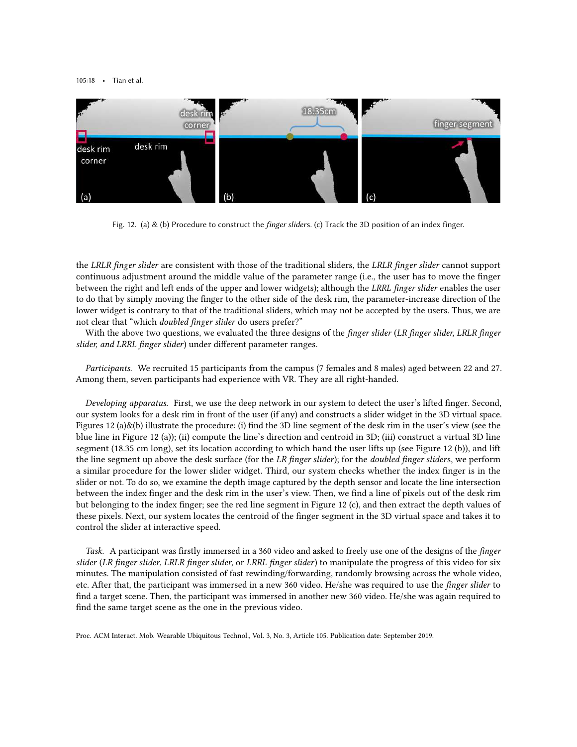Fig. 12. (a) & (b) Procedure to construct the *finger slider*s. (c) Track the 3D position of an index finger.

the *LRLR finger slider* are consistent with those of the traditional sliders, the *LRLR finger slider* cannot support continuous adjustment around the middle value of the parameter range (i.e., the user has to move the finger between the right and left ends of the upper and lower widgets); although the *LRRL finger slider* enables the user to do that by simply moving the finger to the other side of the desk rim, the parameter-increase direction of the lower widget is contrary to that of the traditional sliders, which may not be accepted by the users. Thus, we are not clear that "which *doubled finger slider* do users prefer?"

With the above two questions, we evaluated the three designs of the *finger slider* (*LR finger slider, LRLR finger slider, and LRRL finger slider*) under different parameter ranges.

*Participants.* We recruited 15 participants from the campus (7 females and 8 males) aged between 22 and 27. Among them, seven participants had experience with VR. They are all right-handed.

*Developing apparatus.* First, we use the deep network in our system to detect the user's lifted finger. Second, our system looks for a desk rim in front of the user (if any) and constructs a slider widget in the 3D virtual space. Figures 12 (a)&(b) illustrate the procedure: (i) find the 3D line segment of the desk rim in the user's view (see the blue line in Figure 12 (a)); (ii) compute the line's direction and centroid in 3D; (iii) construct a virtual 3D line segment (18.35 cm long), set its location according to which hand the user lifts up (see Figure 12 (b)), and lift the line segment up above the desk surface (for the *LR finger slider*); for the *doubled finger slider*s, we perform a similar procedure for the lower slider widget. Third, our system checks whether the index finger is in the slider or not. To do so, we examine the depth image captured by the depth sensor and locate the line intersection between the index finger and the desk rim in the user's view. Then, we find a line of pixels out of the desk rim but belonging to the index finger; see the red line segment in Figure 12 (c), and then extract the depth values of these pixels. Next, our system locates the centroid of the finger segment in the 3D virtual space and takes it to control the slider at interactive speed.

*Task.* A participant was firstly immersed in a 360 video and asked to freely use one of the designs of the *finger slider* (*LR finger slider*, *LRLR finger slider*, or *LRRL finger slider*) to manipulate the progress of this video for six minutes. The manipulation consisted of fast rewinding/forwarding, randomly browsing across the whole video, etc. After that, the participant was immersed in a new 360 video. He/she was required to use the *finger slider* to find a target scene. Then, the participant was immersed in another new 360 video. He/she was again required to find the same target scene as the one in the previous video.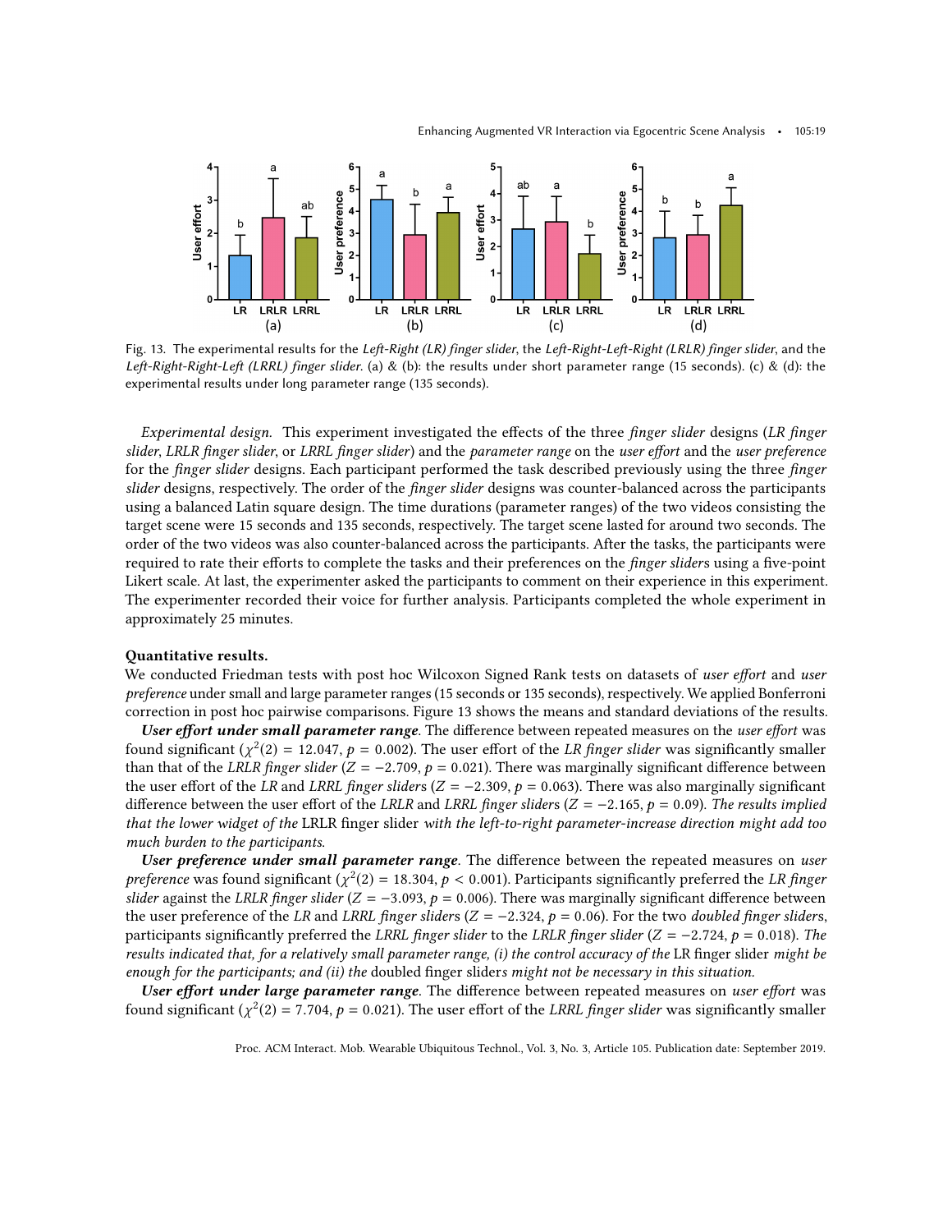Fig. 13. The experimental results for the *Left-Right (LR) finger slider*, the *Left-Right-Left-Right (LRLR) finger slider*, and the *Left-Right-Right-Left (LRRL) finger slider*. (a) & (b): the results under short parameter range (15 seconds). (c) & (d): the experimental results under long parameter range (135 seconds).

*Experimental design.* This experiment investigated the effects of the three *finger slider* designs (*LR finger slider*, *LRLR finger slider*, or *LRRL finger slider*) and the *parameter range* on the *user effort* and the *user preference* for the *finger slider* designs. Each participant performed the task described previously using the three *finger slider* designs, respectively. The order of the *finger slider* designs was counter-balanced across the participants using a balanced Latin square design. The time durations (parameter ranges) of the two videos consisting the target scene were 15 seconds and 135 seconds, respectively. The target scene lasted for around two seconds. The order of the two videos was also counter-balanced across the participants. After the tasks, the participants were required to rate their efforts to complete the tasks and their preferences on the *finger slider*s using a five-point Likert scale. At last, the experimenter asked the participants to comment on their experience in this experiment. The experimenter recorded their voice for further analysis. Participants completed the whole experiment in approximately 25 minutes.

**Quantitative results.**

We conducted Friedman tests with post hoc Wilcoxon Signed Rank tests on datasets of *user effort* and *user preference* under small and large parameter ranges (15 seconds or 135 seconds), respectively. We applied Bonferroni correction in post hoc pairwise comparisons. Figure 13 shows the means and standard deviations of the results.

***User effort under small parameter range***. The difference between repeated measures on the *user effort* was found significant ($\chi^2(2) = 12.047$, $p = 0.002$). The user effort of the *LR finger slider* was significantly smaller than that of the *LRLR finger slider* ($Z = -2.709$, $p = 0.021$). There was marginally significant difference between the user effort of the *LR* and *LRRL finger slider*s ($Z = -2.309$, $p = 0.063$). There was also marginally significant difference between the user effort of the *LRLR* and *LRRL finger sliders* ($Z = -2.165$, $p = 0.09$). *The results implied that the lower widget of the* LRLR finger slider *with the left-to-right parameter-increase direction might add too much burden to the participants.*

***User preference under small parameter range***. The difference between the repeated measures on *user preference* was found significant ($\chi^2(2) = 18.304$, $p < 0.001$). Participants significantly preferred the *LR finger slider* against the *LRLR finger slider* ($Z = -3.093$, $p = 0.006$). There was marginally significant difference between the user preference of the *LR* and *LRRL finger slider*s ($Z = -2.324$, $p = 0.06$). For the two *doubled finger slider*s, participants significantly preferred the *LRRL finger slider* to the *LRLR finger slider* ($Z = -2.724$, $p = 0.018$). *The results indicated that, for a relatively small parameter range, (i) the control accuracy of the* LR finger slider *might be enough for the participants; and (ii) the* doubled finger slider*s might not be necessary in this situation.*

***User effort under large parameter range***. The difference between repeated measures on *user effort* was found significant ($\chi^2(2) = 7.704$, $p = 0.021$). The user effort of the *LRRL finger slider* was significantly smaller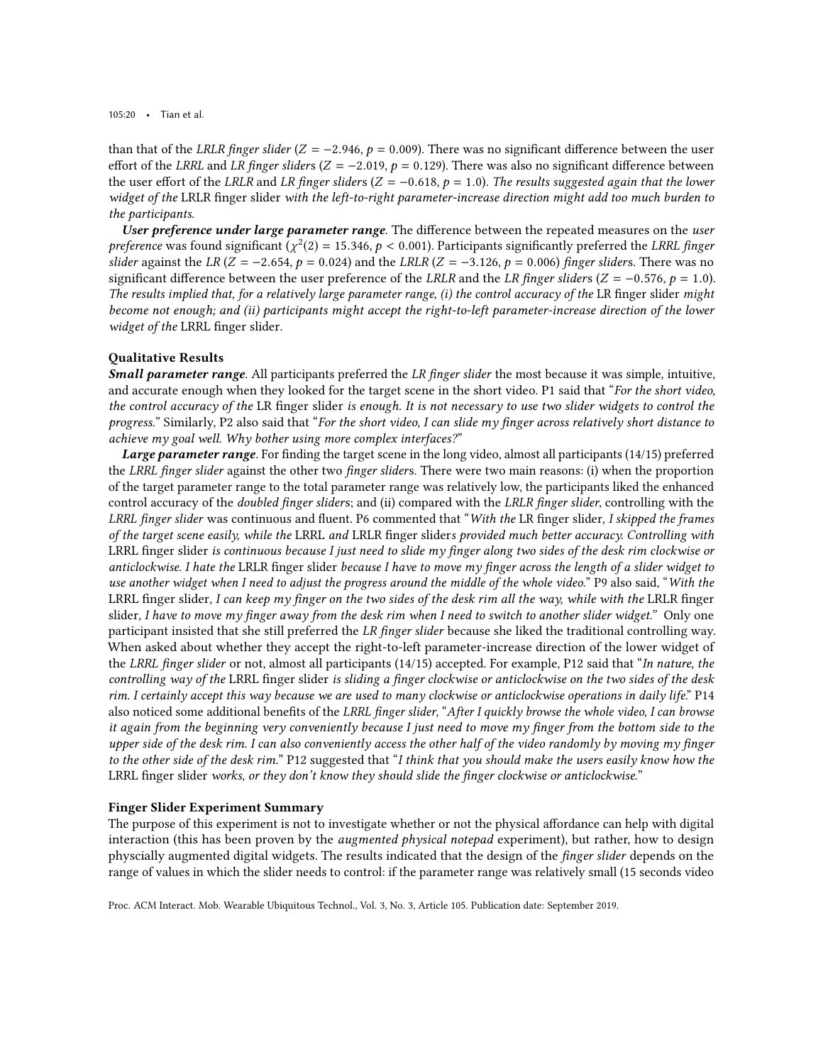than that of the *LRLR finger slider* ($Z = -2.946$, $p = 0.009$). There was no significant difference between the user effort of the *LRRL* and *LR finger sliders* ($Z = -2.019$, $p = 0.129$). There was also no significant difference between the user effort of the *LRLR* and *LR finger sliders* ($Z = -0.618$, $p = 1.0$). *The results suggested again that the lower widget of the* LRLR finger slider *with the left-to-right parameter-increase direction might add too much burden to the participants.*

***User preference under large parameter range***. The difference between the repeated measures on the *user preference* was found significant ($\chi^2(2) = 15.346$, $p < 0.001$). Participants significantly preferred the *LRRL finger slider* against the *LR* ($Z = -2.654$, $p = 0.024$) and the *LRLR* ($Z = -3.126$, $p = 0.006$) *finger sliders*. There was no significant difference between the user preference of the *LRLR* and the *LR finger sliders* ($Z = -0.576$, $p = 1.0$). *The results implied that, for a relatively large parameter range, (i) the control accuracy of the* LR finger slider *might become not enough; and (ii) participants might accept the right-to-left parameter-increase direction of the lower widget of the* LRRL finger slider.

### Qualitative Results

***Small parameter range***. All participants preferred the *LR finger slider* the most because it was simple, intuitive, and accurate enough when they looked for the target scene in the short video. P1 said that "*For the short video, the control accuracy of the* LR finger slider *is enough. It is not necessary to use two slider widgets to control the progress.*" Similarly, P2 also said that "*For the short video, I can slide my finger across relatively short distance to achieve my goal well. Why bother using more complex interfaces?*"

***Large parameter range***. For finding the target scene in the long video, almost all participants (14/15) preferred the *LRRL finger slider* against the other two *finger sliders*. There were two main reasons: (i) when the proportion of the target parameter range to the total parameter range was relatively low, the participants liked the enhanced control accuracy of the *doubled finger sliders*; and (ii) compared with the *LRLR finger slider*, controlling with the *LRRL finger slider* was continuous and fluent. P6 commented that "*With the* LR finger slider*, I skipped the frames of the target scene easily, while the* LRRL *and* LRLR finger slider*s provided much better accuracy. Controlling with* LRRL finger slider *is continuous because I just need to slide my finger along two sides of the desk rim clockwise or anticlockwise. I hate the* LRLR finger slider *because I have to move my finger across the length of a slider widget to use another widget when I need to adjust the progress around the middle of the whole video.*" P9 also said, "*With the* LRRL finger slider*, I can keep my finger on the two sides of the desk rim all the way, while with the* LRLR finger slider*, I have to move my finger away from the desk rim when I need to switch to another slider widget.*" Only one participant insisted that she still preferred the *LR finger slider* because she liked the traditional controlling way. When asked about whether they accept the right-to-left parameter-increase direction of the lower widget of the *LRRL finger slider* or not, almost all participants (14/15) accepted. For example, P12 said that "*In nature, the controlling way of the* LRRL finger slider *is sliding a finger clockwise or anticlockwise on the two sides of the desk rim. I certainly accept this way because we are used to many clockwise or anticlockwise operations in daily life.*" P14 also noticed some additional benefits of the *LRRL finger slider*, "*After I quickly browse the whole video, I can browse it again from the beginning very conveniently because I just need to move my finger from the bottom side to the upper side of the desk rim. I can also conveniently access the other half of the video randomly by moving my finger to the other side of the desk rim.*" P12 suggested that "*I think that you should make the users easily know how the* LRRL finger slider *works, or they don't know they should slide the finger clockwise or anticlockwise.*"

### Finger Slider Experiment Summary

The purpose of this experiment is not to investigate whether or not the physical affordance can help with digital interaction (this has been proven by the *augmented physical notepad* experiment), but rather, how to design physcially augmented digital widgets. The results indicated that the design of the *finger slider* depends on the range of values in which the slider needs to control: if the parameter range was relatively small (15 seconds video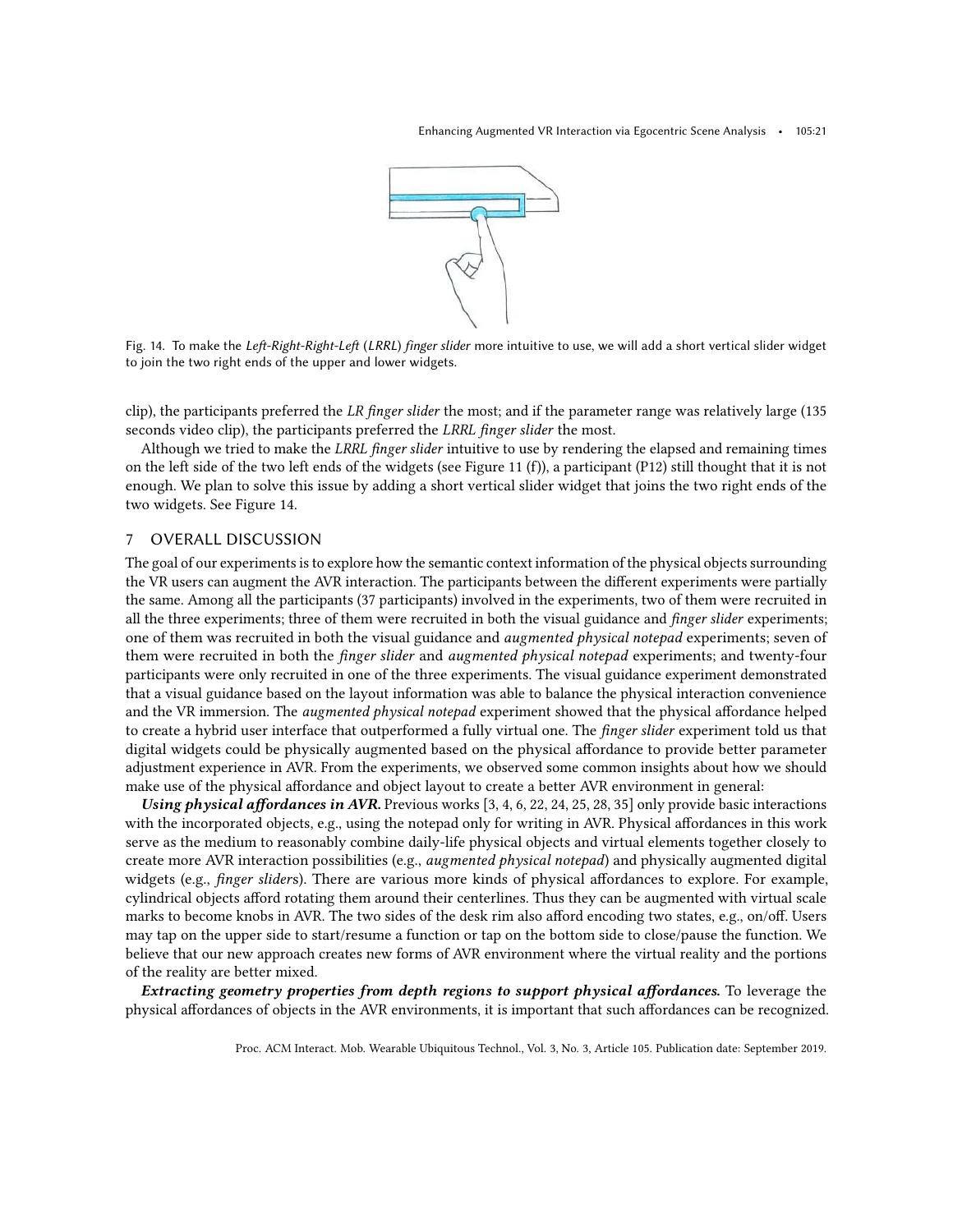Fig. 14. To make the *Left-Right-Right-Left* (*LRRL*) *finger slider* more intuitive to use, we will add a short vertical slider widget to join the two right ends of the upper and lower widgets.

clip), the participants preferred the *LR finger slider* the most; and if the parameter range was relatively large (135 seconds video clip), the participants preferred the *LRRL finger slider* the most.

Although we tried to make the *LRRL finger slider* intuitive to use by rendering the elapsed and remaining times on the left side of the two left ends of the widgets (see Figure 11 (f)), a participant (P12) still thought that it is not enough. We plan to solve this issue by adding a short vertical slider widget that joins the two right ends of the two widgets. See Figure 14.

## 7 OVERALL DISCUSSION

The goal of our experiments is to explore how the semantic context information of the physical objects surrounding the VR users can augment the AVR interaction. The participants between the different experiments were partially the same. Among all the participants (37 participants) involved in the experiments, two of them were recruited in all the three experiments; three of them were recruited in both the visual guidance and *finger slider* experiments; one of them was recruited in both the visual guidance and *augmented physical notepad* experiments; seven of them were recruited in both the *finger slider* and *augmented physical notepad* experiments; and twenty-four participants were only recruited in one of the three experiments. The visual guidance experiment demonstrated that a visual guidance based on the layout information was able to balance the physical interaction convenience and the VR immersion. The *augmented physical notepad* experiment showed that the physical affordance helped to create a hybrid user interface that outperformed a fully virtual one. The *finger slider* experiment told us that digital widgets could be physically augmented based on the physical affordance to provide better parameter adjustment experience in AVR. From the experiments, we observed some common insights about how we should make use of the physical affordance and object layout to create a better AVR environment in general:

***Using physical affordances in AVR.*** Previous works [3, 4, 6, 22, 24, 25, 28, 35] only provide basic interactions with the incorporated objects, e.g., using the notepad only for writing in AVR. Physical affordances in this work serve as the medium to reasonably combine daily-life physical objects and virtual elements together closely to create more AVR interaction possibilities (e.g., *augmented physical notepad*) and physically augmented digital widgets (e.g., *finger slider*s). There are various more kinds of physical affordances to explore. For example, cylindrical objects afford rotating them around their centerlines. Thus they can be augmented with virtual scale marks to become knobs in AVR. The two sides of the desk rim also afford encoding two states, e.g., on/off. Users may tap on the upper side to start/resume a function or tap on the bottom side to close/pause the function. We believe that our new approach creates new forms of AVR environment where the virtual reality and the portions of the reality are better mixed.

***Extracting geometry properties from depth regions to support physical affordances.*** To leverage the physical affordances of objects in the AVR environments, it is important that such affordances can be recognized.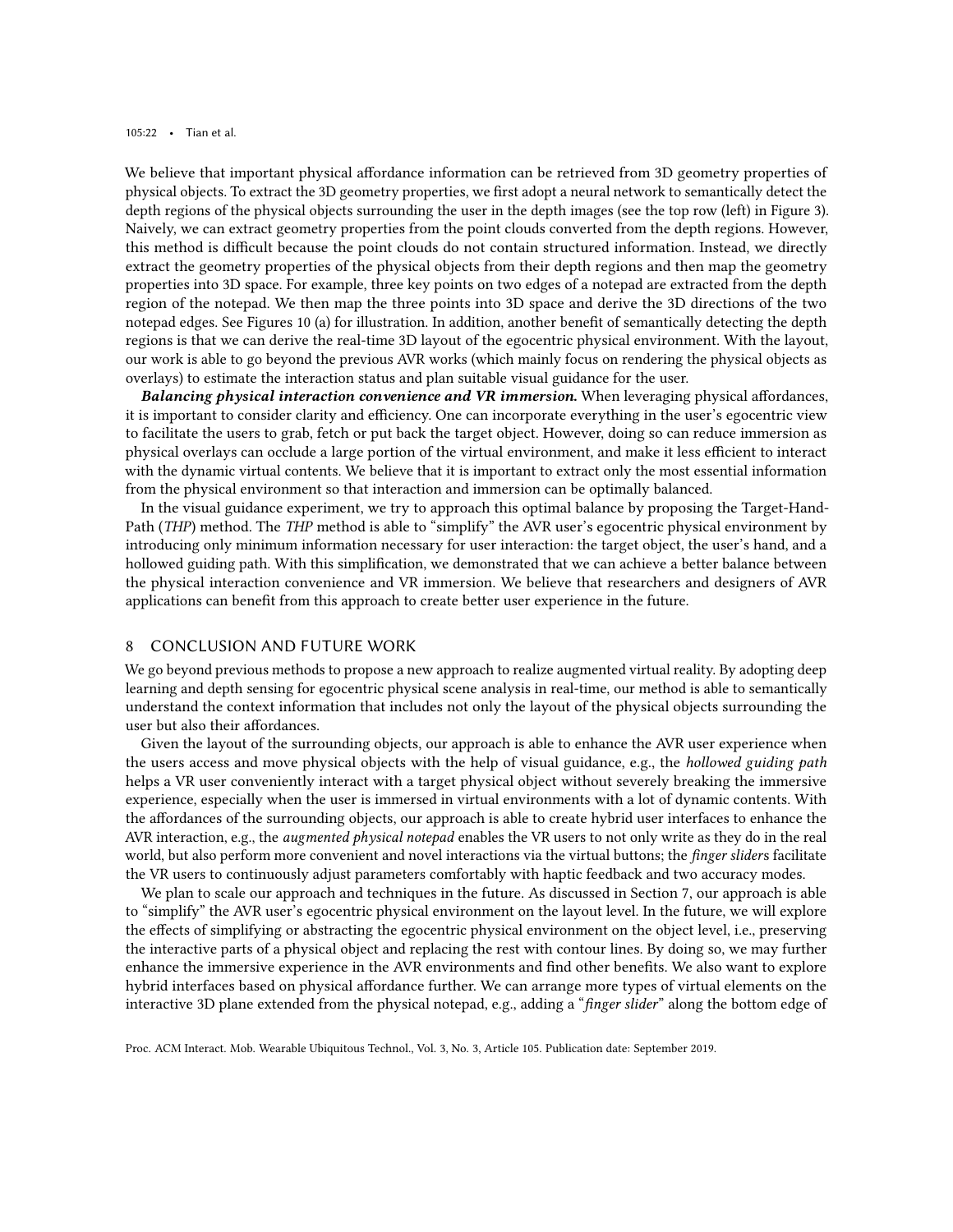We believe that important physical affordance information can be retrieved from 3D geometry properties of physical objects. To extract the 3D geometry properties, we first adopt a neural network to semantically detect the depth regions of the physical objects surrounding the user in the depth images (see the top row (left) in Figure 3). Naively, we can extract geometry properties from the point clouds converted from the depth regions. However, this method is difficult because the point clouds do not contain structured information. Instead, we directly extract the geometry properties of the physical objects from their depth regions and then map the geometry properties into 3D space. For example, three key points on two edges of a notepad are extracted from the depth region of the notepad. We then map the three points into 3D space and derive the 3D directions of the two notepad edges. See Figures 10 (a) for illustration. In addition, another benefit of semantically detecting the depth regions is that we can derive the real-time 3D layout of the egocentric physical environment. With the layout, our work is able to go beyond the previous AVR works (which mainly focus on rendering the physical objects as overlays) to estimate the interaction status and plan suitable visual guidance for the user.

***Balancing physical interaction convenience and VR immersion.*** When leveraging physical affordances, it is important to consider clarity and efficiency. One can incorporate everything in the user's egocentric view to facilitate the users to grab, fetch or put back the target object. However, doing so can reduce immersion as physical overlays can occlude a large portion of the virtual environment, and make it less efficient to interact with the dynamic virtual contents. We believe that it is important to extract only the most essential information from the physical environment so that interaction and immersion can be optimally balanced.

In the visual guidance experiment, we try to approach this optimal balance by proposing the Target-Hand-Path (*THP*) method. The *THP* method is able to "simplify" the AVR user's egocentric physical environment by introducing only minimum information necessary for user interaction: the target object, the user's hand, and a hollowed guiding path. With this simplification, we demonstrated that we can achieve a better balance between the physical interaction convenience and VR immersion. We believe that researchers and designers of AVR applications can benefit from this approach to create better user experience in the future.

## 8 CONCLUSION AND FUTURE WORK

We go beyond previous methods to propose a new approach to realize augmented virtual reality. By adopting deep learning and depth sensing for egocentric physical scene analysis in real-time, our method is able to semantically understand the context information that includes not only the layout of the physical objects surrounding the user but also their affordances.

Given the layout of the surrounding objects, our approach is able to enhance the AVR user experience when the users access and move physical objects with the help of visual guidance, e.g., the *hollowed guiding path* helps a VR user conveniently interact with a target physical object without severely breaking the immersive experience, especially when the user is immersed in virtual environments with a lot of dynamic contents. With the affordances of the surrounding objects, our approach is able to create hybrid user interfaces to enhance the AVR interaction, e.g., the *augmented physical notepad* enables the VR users to not only write as they do in the real world, but also perform more convenient and novel interactions via the virtual buttons; the *finger slider*s facilitate the VR users to continuously adjust parameters comfortably with haptic feedback and two accuracy modes.

We plan to scale our approach and techniques in the future. As discussed in Section 7, our approach is able to "simplify" the AVR user's egocentric physical environment on the layout level. In the future, we will explore the effects of simplifying or abstracting the egocentric physical environment on the object level, i.e., preserving the interactive parts of a physical object and replacing the rest with contour lines. By doing so, we may further enhance the immersive experience in the AVR environments and find other benefits. We also want to explore hybrid interfaces based on physical affordance further. We can arrange more types of virtual elements on the interactive 3D plane extended from the physical notepad, e.g., adding a "*finger slider*" along the bottom edge of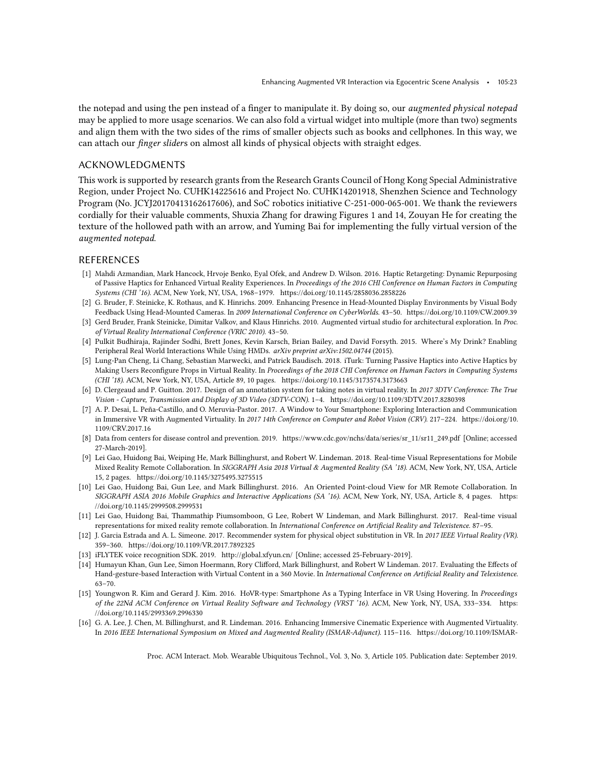the notepad and using the pen instead of a finger to manipulate it. By doing so, our *augmented physical notepad* may be applied to more usage scenarios. We can also fold a virtual widget into multiple (more than two) segments and align them with the two sides of the rims of smaller objects such as books and cellphones. In this way, we can attach our *finger slider*s on almost all kinds of physical objects with straight edges.

## ACKNOWLEDGMENTS

This work is supported by research grants from the Research Grants Council of Hong Kong Special Administrative Region, under Project No. CUHK14225616 and Project No. CUHK14201918, Shenzhen Science and Technology Program (No. JCYJ20170413162617606), and SoC robotics initiative C-251-000-065-001. We thank the reviewers cordially for their valuable comments, Shuxia Zhang for drawing Figures 1 and 14, Zouyan He for creating the texture of the hollowed path with an arrow, and Yuming Bai for implementing the fully virtual version of the *augmented notepad*.

## REFERENCES

[1] Mahdi Azmandian, Mark Hancock, Hrvoje Benko, Eyal Ofek, and Andrew D. Wilson. 2016. Haptic Retargeting: Dynamic Repurposing of Passive Haptics for Enhanced Virtual Reality Experiences. In *Proceedings of the 2016 CHI Conference on Human Factors in Computing Systems (CHI '16)*. ACM, New York, NY, USA, 1968–1979. https://doi.org/10.1145/2858036.2858226

[2] G. Bruder, F. Steinicke, K. Rothaus, and K. Hinrichs. 2009. Enhancing Presence in Head-Mounted Display Environments by Visual Body Feedback Using Head-Mounted Cameras. In *2009 International Conference on CyberWorlds*. 43–50. https://doi.org/10.1109/CW.2009.39

[3] Gerd Bruder, Frank Steinicke, Dimitar Valkov, and Klaus Hinrichs. 2010. Augmented virtual studio for architectural exploration. In *Proc. of Virtual Reality International Conference (VRIC 2010)*. 43–50.

[4] Pulkit Budhiraja, Rajinder Sodhi, Brett Jones, Kevin Karsch, Brian Bailey, and David Forsyth. 2015. Where's My Drink? Enabling Peripheral Real World Interactions While Using HMDs. *arXiv preprint arXiv:1502.04744* (2015).

[5] Lung-Pan Cheng, Li Chang, Sebastian Marwecki, and Patrick Baudisch. 2018. iTurk: Turning Passive Haptics into Active Haptics by Making Users Reconfigure Props in Virtual Reality. In *Proceedings of the 2018 CHI Conference on Human Factors in Computing Systems (CHI '18)*. ACM, New York, NY, USA, Article 89, 10 pages. https://doi.org/10.1145/3173574.3173663

[6] D. Clergeaud and P. Guitton. 2017. Design of an annotation system for taking notes in virtual reality. In *2017 3DTV Conference: The True Vision - Capture, Transmission and Display of 3D Video (3DTV-CON)*. 1–4. https://doi.org/10.1109/3DTV.2017.8280398

[7] A. P. Desai, L. Peña-Castillo, and O. Meruvia-Pastor. 2017. A Window to Your Smartphone: Exploring Interaction and Communication in Immersive VR with Augmented Virtuality. In *2017 14th Conference on Computer and Robot Vision (CRV)*. 217–224. https://doi.org/10.1109/CRV.2017.16

[8] Data from centers for disease control and prevention. 2019. https://www.cdc.gov/nchs/data/series/sr_11/sr11_249.pdf [Online; accessed 27-March-2019].

[9] Lei Gao, Huidong Bai, Weiping He, Mark Billinghurst, and Robert W. Lindeman. 2018. Real-time Visual Representations for Mobile Mixed Reality Remote Collaboration. In *SIGGRAPH Asia 2018 Virtual & Augmented Reality (SA '18)*. ACM, New York, NY, USA, Article 15, 2 pages. https://doi.org/10.1145/3275495.3275515

[10] Lei Gao, Huidong Bai, Gun Lee, and Mark Billinghurst. 2016. An Oriented Point-cloud View for MR Remote Collaboration. In *SIGGRAPH ASIA 2016 Mobile Graphics and Interactive Applications (SA '16)*. ACM, New York, NY, USA, Article 8, 4 pages. https://doi.org/10.1145/2999508.2999531

[11] Lei Gao, Huidong Bai, Thammathip Piumsomboon, G Lee, Robert W Lindeman, and Mark Billinghurst. 2017. Real-time visual representations for mixed reality remote collaboration. In *International Conference on Artificial Reality and Telexistence*. 87–95.

[12] J. Garcia Estrada and A. L. Simeone. 2017. Recommender system for physical object substitution in VR. In *2017 IEEE Virtual Reality (VR)*. 359–360. https://doi.org/10.1109/VR.2017.7892325

[13] iFLYTEK voice recognition SDK. 2019. http://global.xfyun.cn/ [Online; accessed 25-February-2019].

[14] Humayun Khan, Gun Lee, Simon Hoermann, Rory Clifford, Mark Billinghurst, and Robert W Lindeman. 2017. Evaluating the Effects of Hand-gesture-based Interaction with Virtual Content in a 360 Movie. In *International Conference on Artificial Reality and Telexistence*. 63–70.

[15] Youngwon R. Kim and Gerard J. Kim. 2016. HoVR-type: Smartphone As a Typing Interface in VR Using Hovering. In *Proceedings of the 22Nd ACM Conference on Virtual Reality Software and Technology (VRST '16)*. ACM, New York, NY, USA, 333–334. https://doi.org/10.1145/2993369.2996330

[16] G. A. Lee, J. Chen, M. Billinghurst, and R. Lindeman. 2016. Enhancing Immersive Cinematic Experience with Augmented Virtuality. In *2016 IEEE International Symposium on Mixed and Augmented Reality (ISMAR-Adjunct)*. 115–116. https://doi.org/10.1109/ISMAR-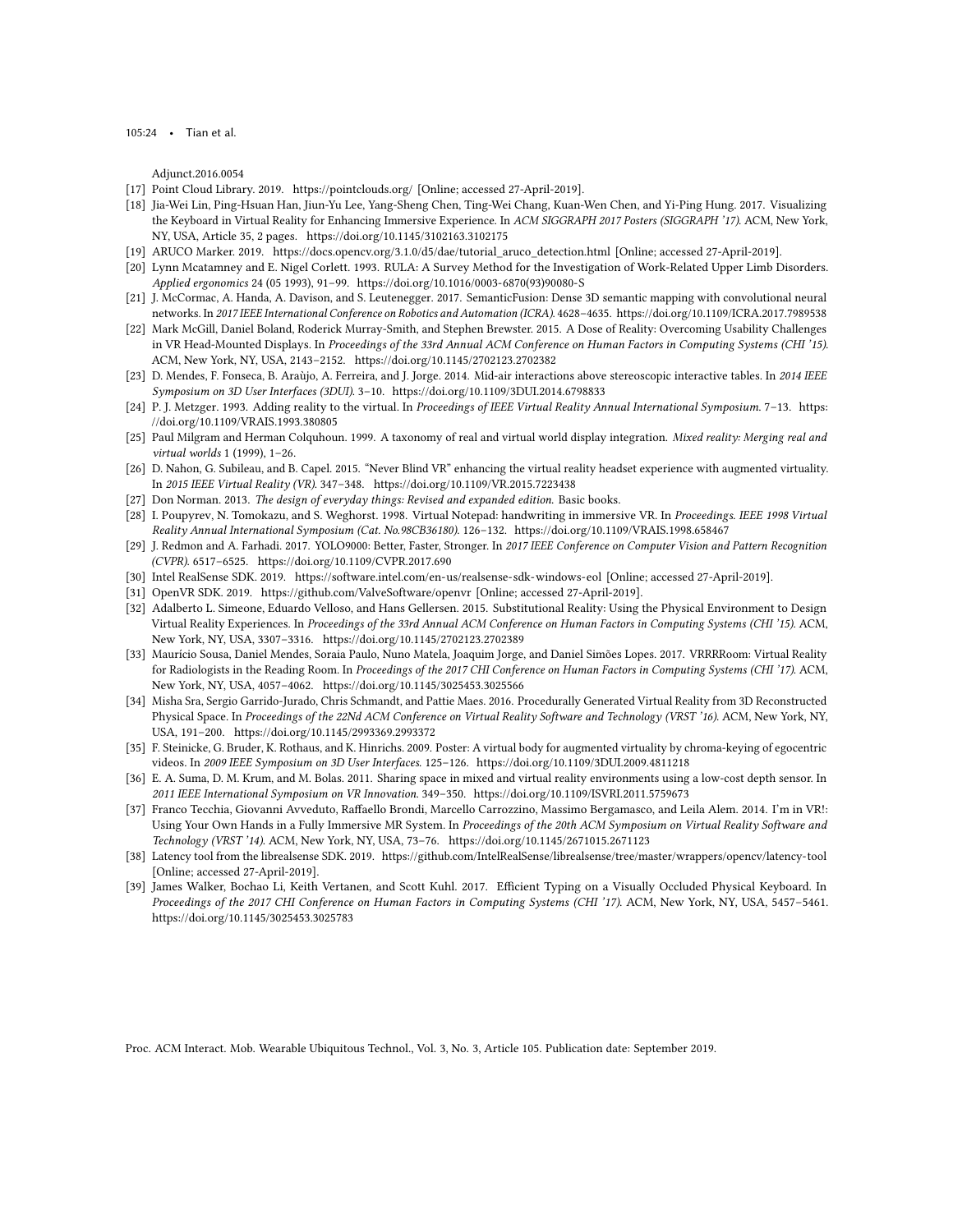Adjunct.2016.0054

[17] Point Cloud Library. 2019. https://pointclouds.org/ [Online; accessed 27-April-2019].

[18] Jia-Wei Lin, Ping-Hsuan Han, Jiun-Yu Lee, Yang-Sheng Chen, Ting-Wei Chang, Kuan-Wen Chen, and Yi-Ping Hung. 2017. Visualizing the Keyboard in Virtual Reality for Enhancing Immersive Experience. In *ACM SIGGRAPH 2017 Posters (SIGGRAPH '17)*. ACM, New York, NY, USA, Article 35, 2 pages. https://doi.org/10.1145/3102163.3102175

[19] ARUCO Marker. 2019. https://docs.opencv.org/3.1.0/d5/dae/tutorial_aruco_detection.html [Online; accessed 27-April-2019].

[20] Lynn Mcatamney and E. Nigel Corlett. 1993. RULA: A Survey Method for the Investigation of Work-Related Upper Limb Disorders. *Applied ergonomics* 24 (05 1993), 91–99. https://doi.org/10.1016/0003-6870(93)90080-S

[21] J. McCormac, A. Handa, A. Davison, and S. Leutenegger. 2017. SemanticFusion: Dense 3D semantic mapping with convolutional neural networks. In *2017 IEEE International Conference on Robotics and Automation (ICRA)*. 4628–4635. https://doi.org/10.1109/ICRA.2017.7989538

[22] Mark McGill, Daniel Boland, Roderick Murray-Smith, and Stephen Brewster. 2015. A Dose of Reality: Overcoming Usability Challenges in VR Head-Mounted Displays. In *Proceedings of the 33rd Annual ACM Conference on Human Factors in Computing Systems (CHI '15)*. ACM, New York, NY, USA, 2143–2152. https://doi.org/10.1145/2702123.2702382

[23] D. Mendes, F. Fonseca, B. Araùjo, A. Ferreira, and J. Jorge. 2014. Mid-air interactions above stereoscopic interactive tables. In *2014 IEEE Symposium on 3D User Interfaces (3DUI)*. 3–10. https://doi.org/10.1109/3DUI.2014.6798833

[24] P. J. Metzger. 1993. Adding reality to the virtual. In *Proceedings of IEEE Virtual Reality Annual International Symposium*. 7–13. https://doi.org/10.1109/VRAIS.1993.380805

[25] Paul Milgram and Herman Colquhoun. 1999. A taxonomy of real and virtual world display integration. *Mixed reality: Merging real and virtual worlds* 1 (1999), 1–26.

[26] D. Nahon, G. Subileau, and B. Capel. 2015. "Never Blind VR" enhancing the virtual reality headset experience with augmented virtuality. In *2015 IEEE Virtual Reality (VR)*. 347–348. https://doi.org/10.1109/VR.2015.7223438

[27] Don Norman. 2013. *The design of everyday things: Revised and expanded edition.* Basic books.

[28] I. Poupyrev, N. Tomokazu, and S. Weghorst. 1998. Virtual Notepad: handwriting in immersive VR. In *Proceedings. IEEE 1998 Virtual Reality Annual International Symposium (Cat. No.98CB36180)*. 126–132. https://doi.org/10.1109/VRAIS.1998.658467

[29] J. Redmon and A. Farhadi. 2017. YOLO9000: Better, Faster, Stronger. In *2017 IEEE Conference on Computer Vision and Pattern Recognition (CVPR)*. 6517–6525. https://doi.org/10.1109/CVPR.2017.690

[30] Intel RealSense SDK. 2019. https://software.intel.com/en-us/realsense-sdk-windows-eol [Online; accessed 27-April-2019].

[31] OpenVR SDK. 2019. https://github.com/ValveSoftware/openvr [Online; accessed 27-April-2019].

[32] Adalberto L. Simeone, Eduardo Velloso, and Hans Gellersen. 2015. Substitutional Reality: Using the Physical Environment to Design Virtual Reality Experiences. In *Proceedings of the 33rd Annual ACM Conference on Human Factors in Computing Systems (CHI '15)*. ACM, New York, NY, USA, 3307–3316. https://doi.org/10.1145/2702123.2702389

[33] Maurício Sousa, Daniel Mendes, Soraia Paulo, Nuno Matela, Joaquim Jorge, and Daniel Simões Lopes. 2017. VRRRRoom: Virtual Reality for Radiologists in the Reading Room. In *Proceedings of the 2017 CHI Conference on Human Factors in Computing Systems (CHI '17)*. ACM, New York, NY, USA, 4057–4062. https://doi.org/10.1145/3025453.3025566

[34] Misha Sra, Sergio Garrido-Jurado, Chris Schmandt, and Pattie Maes. 2016. Procedurally Generated Virtual Reality from 3D Reconstructed Physical Space. In *Proceedings of the 22Nd ACM Conference on Virtual Reality Software and Technology (VRST '16)*. ACM, New York, NY, USA, 191–200. https://doi.org/10.1145/2993369.2993372

[35] F. Steinicke, G. Bruder, K. Rothaus, and K. Hinrichs. 2009. Poster: A virtual body for augmented virtuality by chroma-keying of egocentric videos. In *2009 IEEE Symposium on 3D User Interfaces*. 125–126. https://doi.org/10.1109/3DUI.2009.4811218

[36] E. A. Suma, D. M. Krum, and M. Bolas. 2011. Sharing space in mixed and virtual reality environments using a low-cost depth sensor. In *2011 IEEE International Symposium on VR Innovation*. 349–350. https://doi.org/10.1109/ISVRI.2011.5759673

[37] Franco Tecchia, Giovanni Avveduto, Raffaello Brondi, Marcello Carrozzino, Massimo Bergamasco, and Leila Alem. 2014. I'm in VR!: Using Your Own Hands in a Fully Immersive MR System. In *Proceedings of the 20th ACM Symposium on Virtual Reality Software and Technology (VRST '14)*. ACM, New York, NY, USA, 73–76. https://doi.org/10.1145/2671015.2671123

[38] Latency tool from the librealsense SDK. 2019. https://github.com/IntelRealSense/librealsense/tree/master/wrappers/opencv/latency-tool [Online; accessed 27-April-2019].

[39] James Walker, Bochao Li, Keith Vertanen, and Scott Kuhl. 2017. Efficient Typing on a Visually Occluded Physical Keyboard. In *Proceedings of the 2017 CHI Conference on Human Factors in Computing Systems (CHI '17)*. ACM, New York, NY, USA, 5457–5461. https://doi.org/10.1145/3025453.3025783